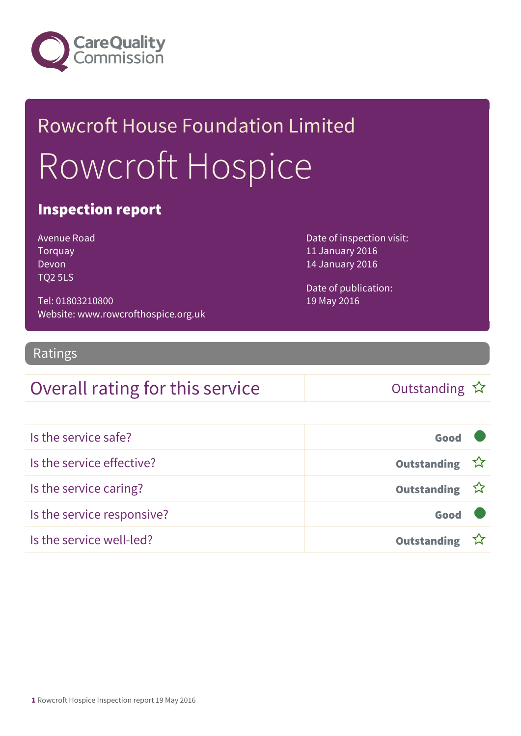Care Quality Commission

# Rowcroft House Foundation Limited

# Rowcroft Hospice

## Inspection report

Avenue Road
Torquay
Devon
TQ2 5LS

Tel: 01803210800
Website: www.rowcrofthospice.org.uk

Date of inspection visit:
11 January 2016
14 January 2016

Date of publication:
19 May 2016

## Ratings

| Overall rating for this service | Outstanding ☆ |
| --- | --- |

| | |
| --- | --- |
| Is the service safe? | Good |
| Is the service effective? | Outstanding ☆ |
| Is the service caring? | Outstanding ☆ |
| Is the service responsive? | Good |
| Is the service well-led? | Outstanding ☆ |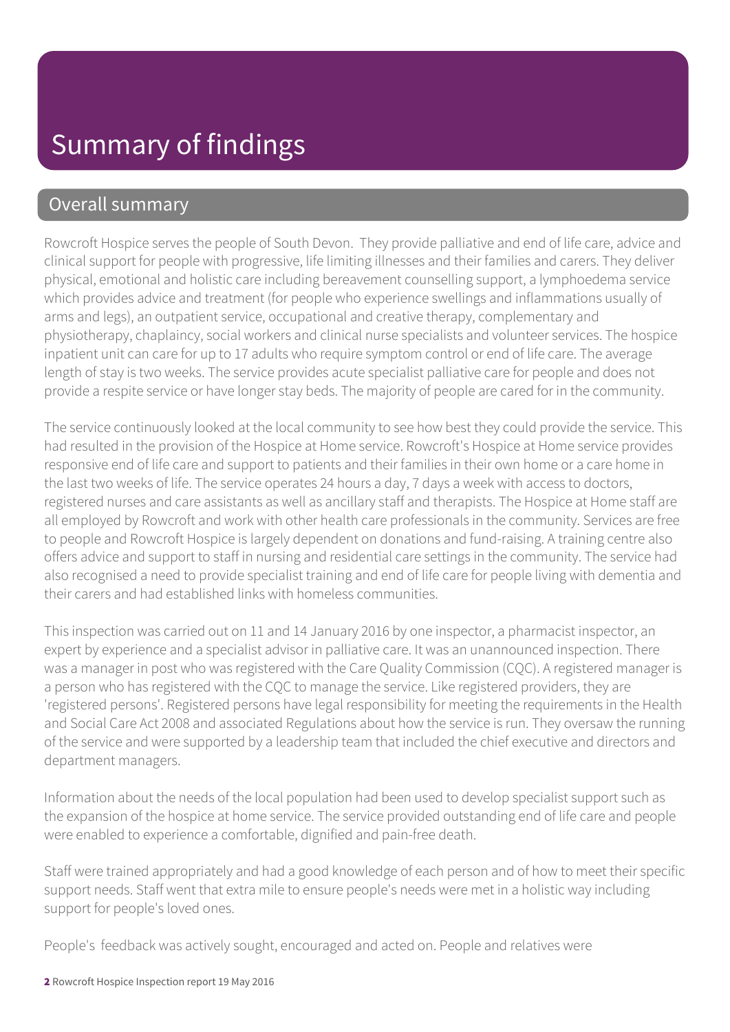# Summary of findings

## Overall summary

Rowcroft Hospice serves the people of South Devon. They provide palliative and end of life care, advice and clinical support for people with progressive, life limiting illnesses and their families and carers. They deliver physical, emotional and holistic care including bereavement counselling support, a lymphoedema service which provides advice and treatment (for people who experience swellings and inflammations usually of arms and legs), an outpatient service, occupational and creative therapy, complementary and physiotherapy, chaplaincy, social workers and clinical nurse specialists and volunteer services. The hospice inpatient unit can care for up to 17 adults who require symptom control or end of life care. The average length of stay is two weeks. The service provides acute specialist palliative care for people and does not provide a respite service or have longer stay beds. The majority of people are cared for in the community.

The service continuously looked at the local community to see how best they could provide the service. This had resulted in the provision of the Hospice at Home service. Rowcroft's Hospice at Home service provides responsive end of life care and support to patients and their families in their own home or a care home in the last two weeks of life. The service operates 24 hours a day, 7 days a week with access to doctors, registered nurses and care assistants as well as ancillary staff and therapists. The Hospice at Home staff are all employed by Rowcroft and work with other health care professionals in the community. Services are free to people and Rowcroft Hospice is largely dependent on donations and fund-raising. A training centre also offers advice and support to staff in nursing and residential care settings in the community. The service had also recognised a need to provide specialist training and end of life care for people living with dementia and their carers and had established links with homeless communities.

This inspection was carried out on 11 and 14 January 2016 by one inspector, a pharmacist inspector, an expert by experience and a specialist advisor in palliative care. It was an unannounced inspection. There was a manager in post who was registered with the Care Quality Commission (CQC). A registered manager is a person who has registered with the CQC to manage the service. Like registered providers, they are 'registered persons'. Registered persons have legal responsibility for meeting the requirements in the Health and Social Care Act 2008 and associated Regulations about how the service is run. They oversaw the running of the service and were supported by a leadership team that included the chief executive and directors and department managers.

Information about the needs of the local population had been used to develop specialist support such as the expansion of the hospice at home service. The service provided outstanding end of life care and people were enabled to experience a comfortable, dignified and pain-free death.

Staff were trained appropriately and had a good knowledge of each person and of how to meet their specific support needs. Staff went that extra mile to ensure people's needs were met in a holistic way including support for people's loved ones.

People's feedback was actively sought, encouraged and acted on. People and relatives were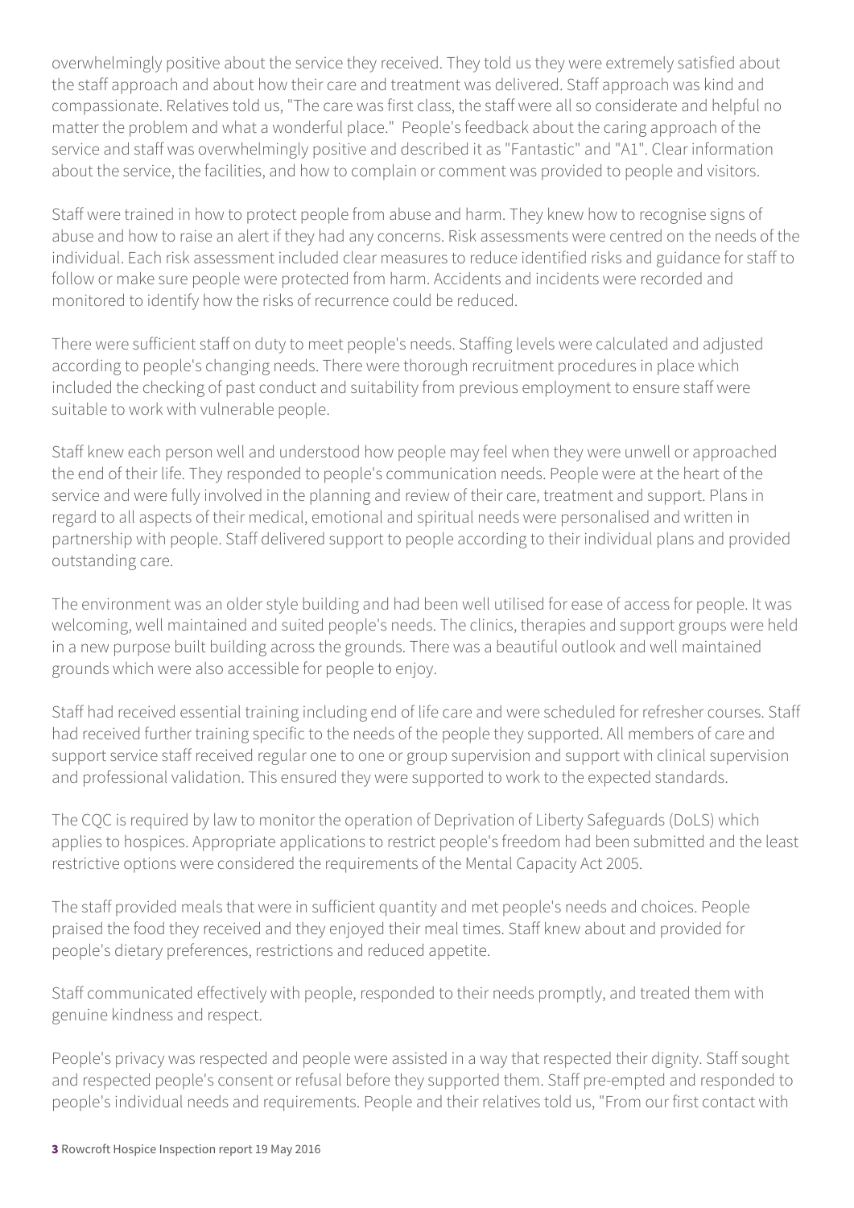overwhelmingly positive about the service they received. They told us they were extremely satisfied about the staff approach and about how their care and treatment was delivered. Staff approach was kind and compassionate. Relatives told us, "The care was first class, the staff were all so considerate and helpful no matter the problem and what a wonderful place." People's feedback about the caring approach of the service and staff was overwhelmingly positive and described it as "Fantastic" and "A1". Clear information about the service, the facilities, and how to complain or comment was provided to people and visitors.

Staff were trained in how to protect people from abuse and harm. They knew how to recognise signs of abuse and how to raise an alert if they had any concerns. Risk assessments were centred on the needs of the individual. Each risk assessment included clear measures to reduce identified risks and guidance for staff to follow or make sure people were protected from harm. Accidents and incidents were recorded and monitored to identify how the risks of recurrence could be reduced.

There were sufficient staff on duty to meet people's needs. Staffing levels were calculated and adjusted according to people's changing needs. There were thorough recruitment procedures in place which included the checking of past conduct and suitability from previous employment to ensure staff were suitable to work with vulnerable people.

Staff knew each person well and understood how people may feel when they were unwell or approached the end of their life. They responded to people's communication needs. People were at the heart of the service and were fully involved in the planning and review of their care, treatment and support. Plans in regard to all aspects of their medical, emotional and spiritual needs were personalised and written in partnership with people. Staff delivered support to people according to their individual plans and provided outstanding care.

The environment was an older style building and had been well utilised for ease of access for people. It was welcoming, well maintained and suited people's needs. The clinics, therapies and support groups were held in a new purpose built building across the grounds. There was a beautiful outlook and well maintained grounds which were also accessible for people to enjoy.

Staff had received essential training including end of life care and were scheduled for refresher courses. Staff had received further training specific to the needs of the people they supported. All members of care and support service staff received regular one to one or group supervision and support with clinical supervision and professional validation. This ensured they were supported to work to the expected standards.

The CQC is required by law to monitor the operation of Deprivation of Liberty Safeguards (DoLS) which applies to hospices. Appropriate applications to restrict people's freedom had been submitted and the least restrictive options were considered the requirements of the Mental Capacity Act 2005.

The staff provided meals that were in sufficient quantity and met people's needs and choices. People praised the food they received and they enjoyed their meal times. Staff knew about and provided for people's dietary preferences, restrictions and reduced appetite.

Staff communicated effectively with people, responded to their needs promptly, and treated them with genuine kindness and respect.

People's privacy was respected and people were assisted in a way that respected their dignity. Staff sought and respected people's consent or refusal before they supported them. Staff pre-empted and responded to people's individual needs and requirements. People and their relatives told us, "From our first contact with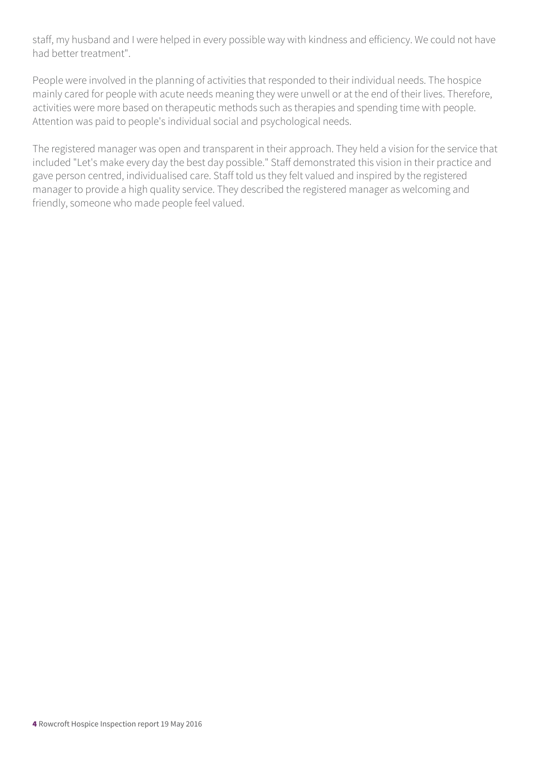staff, my husband and I were helped in every possible way with kindness and efficiency. We could not have had better treatment".

People were involved in the planning of activities that responded to their individual needs. The hospice mainly cared for people with acute needs meaning they were unwell or at the end of their lives. Therefore, activities were more based on therapeutic methods such as therapies and spending time with people. Attention was paid to people's individual social and psychological needs.

The registered manager was open and transparent in their approach. They held a vision for the service that included "Let's make every day the best day possible." Staff demonstrated this vision in their practice and gave person centred, individualised care. Staff told us they felt valued and inspired by the registered manager to provide a high quality service. They described the registered manager as welcoming and friendly, someone who made people feel valued.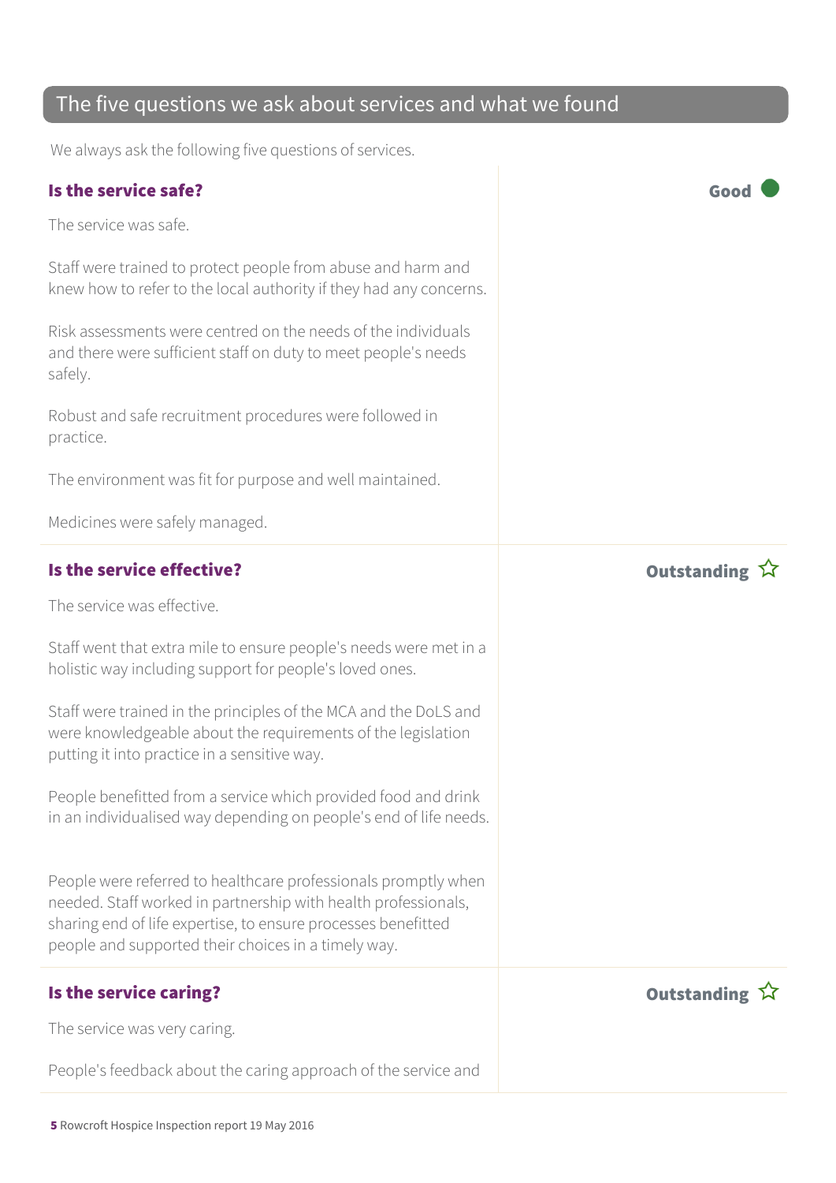## The five questions we ask about services and what we found

We always ask the following five questions of services.

### Is the service safe?

**Good**

The service was safe.

Staff were trained to protect people from abuse and harm and knew how to refer to the local authority if they had any concerns.

Risk assessments were centred on the needs of the individuals and there were sufficient staff on duty to meet people's needs safely.

Robust and safe recruitment procedures were followed in practice.

The environment was fit for purpose and well maintained.

Medicines were safely managed.

### Is the service effective?

**Outstanding** ☆

The service was effective.

Staff went that extra mile to ensure people's needs were met in a holistic way including support for people's loved ones.

Staff were trained in the principles of the MCA and the DoLS and were knowledgeable about the requirements of the legislation putting it into practice in a sensitive way.

People benefitted from a service which provided food and drink in an individualised way depending on people's end of life needs.

People were referred to healthcare professionals promptly when needed. Staff worked in partnership with health professionals, sharing end of life expertise, to ensure processes benefitted people and supported their choices in a timely way.

### Is the service caring?

**Outstanding** ☆

The service was very caring.

People's feedback about the caring approach of the service and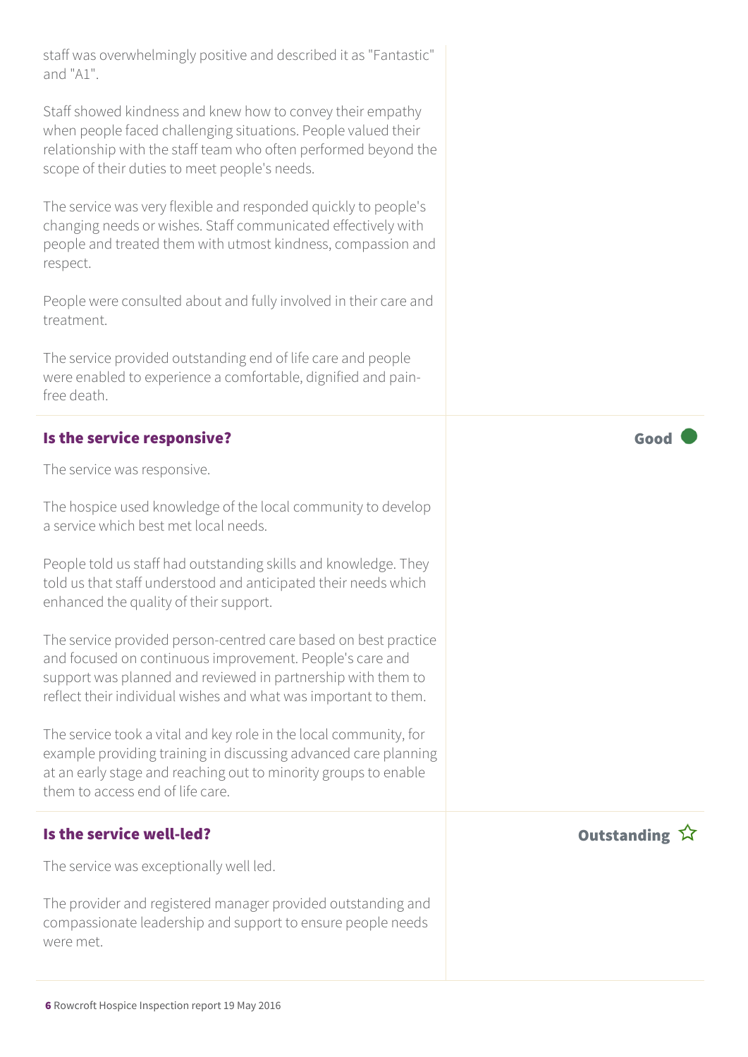staff was overwhelmingly positive and described it as "Fantastic" and "A1".

Staff showed kindness and knew how to convey their empathy when people faced challenging situations. People valued their relationship with the staff team who often performed beyond the scope of their duties to meet people's needs.

The service was very flexible and responded quickly to people's changing needs or wishes. Staff communicated effectively with people and treated them with utmost kindness, compassion and respect.

People were consulted about and fully involved in their care and treatment.

The service provided outstanding end of life care and people were enabled to experience a comfortable, dignified and pain-free death.

### Is the service responsive?

**Good**

The service was responsive.

The hospice used knowledge of the local community to develop a service which best met local needs.

People told us staff had outstanding skills and knowledge. They told us that staff understood and anticipated their needs which enhanced the quality of their support.

The service provided person-centred care based on best practice and focused on continuous improvement. People's care and support was planned and reviewed in partnership with them to reflect their individual wishes and what was important to them.

The service took a vital and key role in the local community, for example providing training in discussing advanced care planning at an early stage and reaching out to minority groups to enable them to access end of life care.

### Is the service well-led?

**Outstanding** ☆

The service was exceptionally well led.

The provider and registered manager provided outstanding and compassionate leadership and support to ensure people needs were met.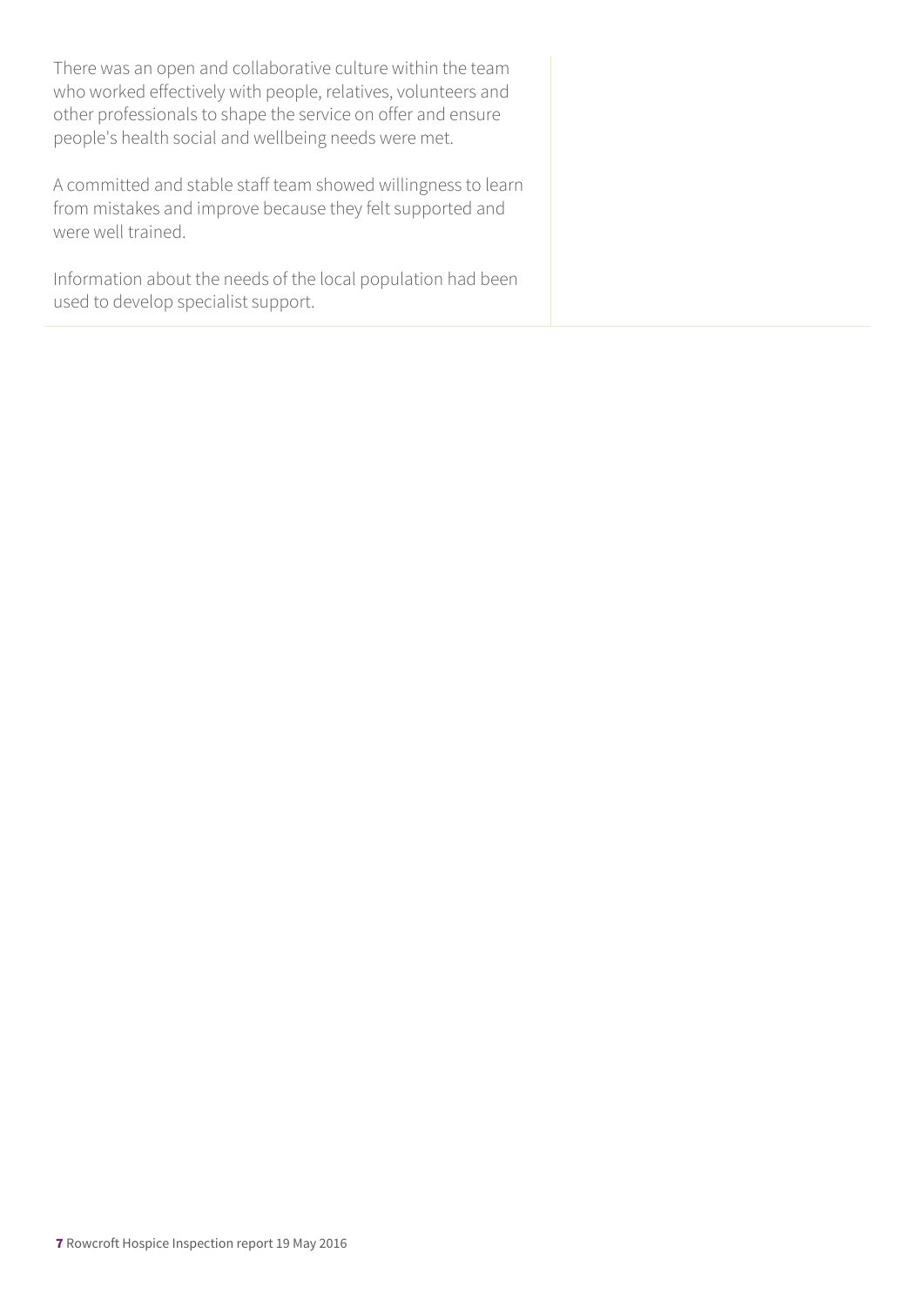There was an open and collaborative culture within the team who worked effectively with people, relatives, volunteers and other professionals to shape the service on offer and ensure people's health social and wellbeing needs were met.

A committed and stable staff team showed willingness to learn from mistakes and improve because they felt supported and were well trained.

Information about the needs of the local population had been used to develop specialist support.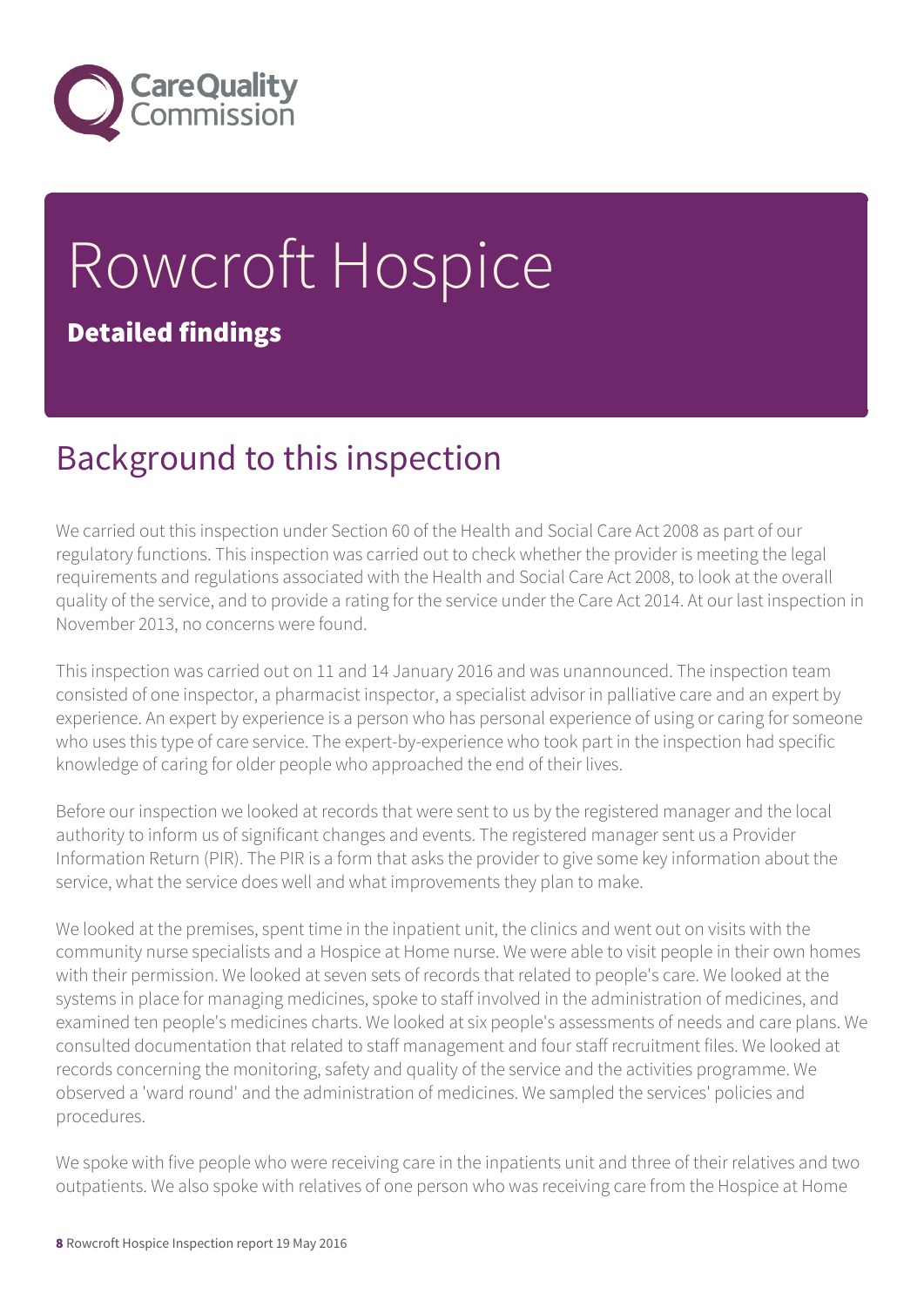# Rowcroft Hospice

**Detailed findings**

## Background to this inspection

We carried out this inspection under Section 60 of the Health and Social Care Act 2008 as part of our regulatory functions. This inspection was carried out to check whether the provider is meeting the legal requirements and regulations associated with the Health and Social Care Act 2008, to look at the overall quality of the service, and to provide a rating for the service under the Care Act 2014. At our last inspection in November 2013, no concerns were found.

This inspection was carried out on 11 and 14 January 2016 and was unannounced. The inspection team consisted of one inspector, a pharmacist inspector, a specialist advisor in palliative care and an expert by experience. An expert by experience is a person who has personal experience of using or caring for someone who uses this type of care service. The expert-by-experience who took part in the inspection had specific knowledge of caring for older people who approached the end of their lives.

Before our inspection we looked at records that were sent to us by the registered manager and the local authority to inform us of significant changes and events. The registered manager sent us a Provider Information Return (PIR). The PIR is a form that asks the provider to give some key information about the service, what the service does well and what improvements they plan to make.

We looked at the premises, spent time in the inpatient unit, the clinics and went out on visits with the community nurse specialists and a Hospice at Home nurse. We were able to visit people in their own homes with their permission. We looked at seven sets of records that related to people's care. We looked at the systems in place for managing medicines, spoke to staff involved in the administration of medicines, and examined ten people's medicines charts. We looked at six people's assessments of needs and care plans. We consulted documentation that related to staff management and four staff recruitment files. We looked at records concerning the monitoring, safety and quality of the service and the activities programme. We observed a 'ward round' and the administration of medicines. We sampled the services' policies and procedures.

We spoke with five people who were receiving care in the inpatients unit and three of their relatives and two outpatients. We also spoke with relatives of one person who was receiving care from the Hospice at Home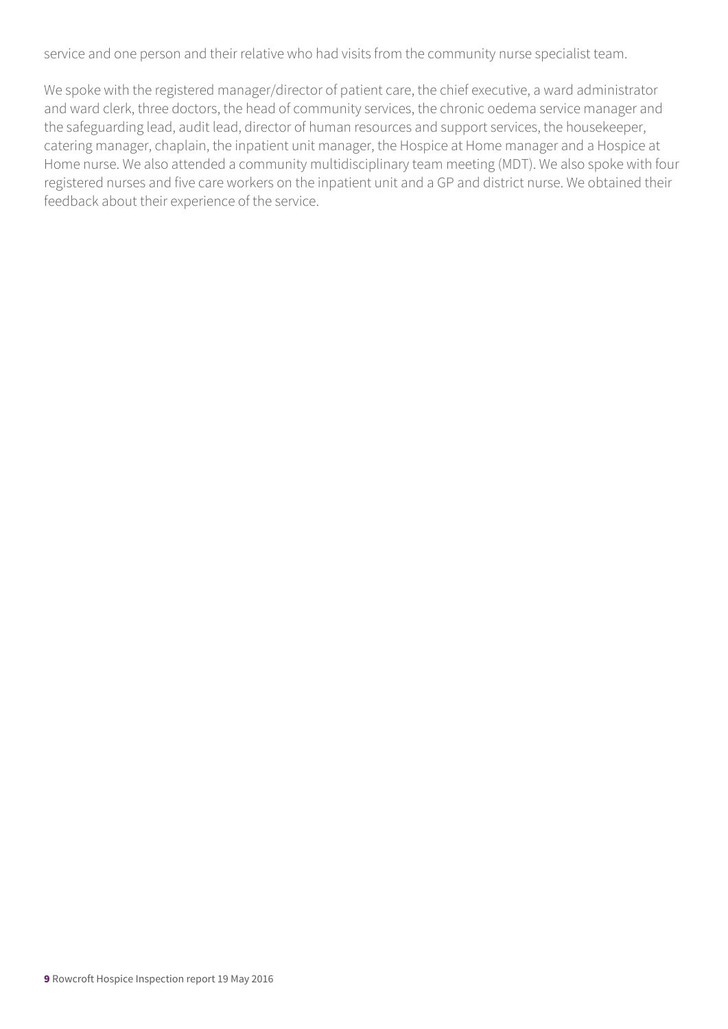service and one person and their relative who had visits from the community nurse specialist team.

We spoke with the registered manager/director of patient care, the chief executive, a ward administrator and ward clerk, three doctors, the head of community services, the chronic oedema service manager and the safeguarding lead, audit lead, director of human resources and support services, the housekeeper, catering manager, chaplain, the inpatient unit manager, the Hospice at Home manager and a Hospice at Home nurse. We also attended a community multidisciplinary team meeting (MDT). We also spoke with four registered nurses and five care workers on the inpatient unit and a GP and district nurse. We obtained their feedback about their experience of the service.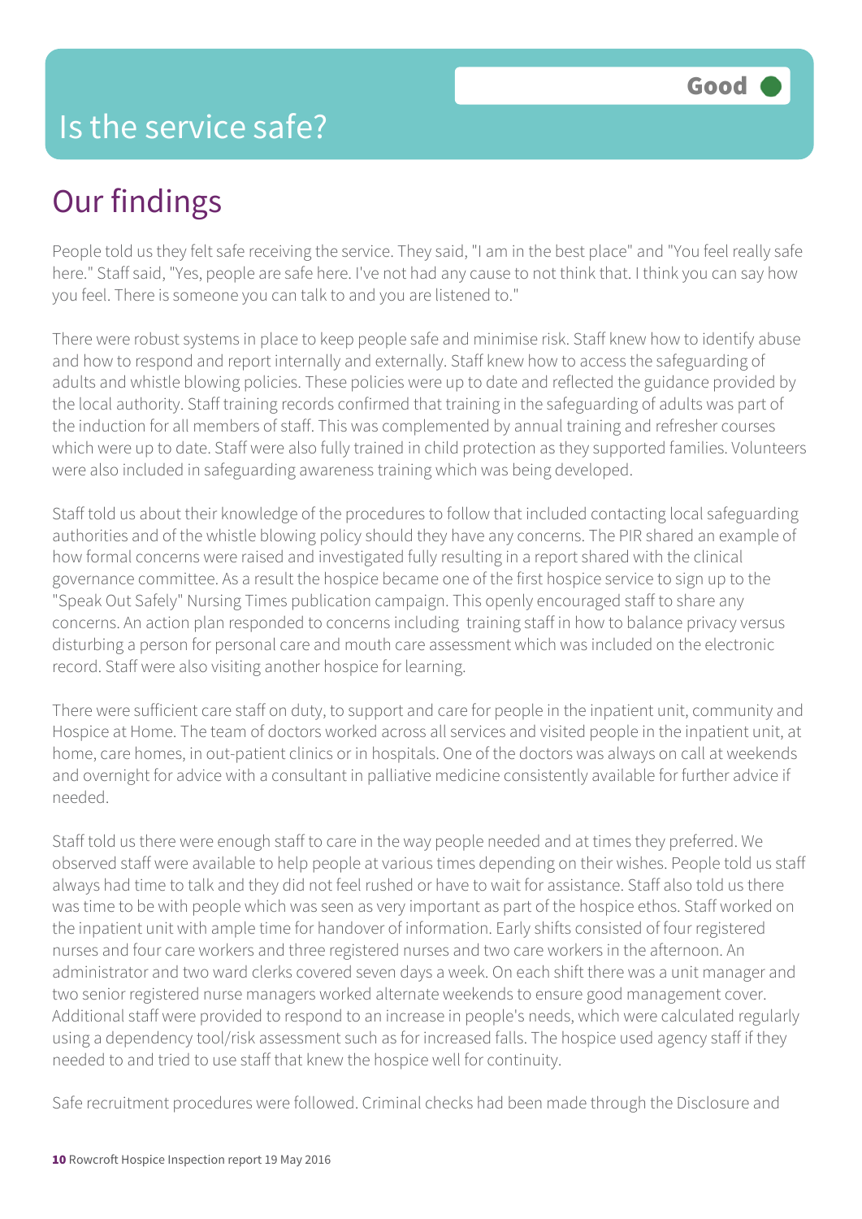# Is the service safe?

Good

## Our findings

People told us they felt safe receiving the service. They said, "I am in the best place" and "You feel really safe here." Staff said, "Yes, people are safe here. I've not had any cause to not think that. I think you can say how you feel. There is someone you can talk to and you are listened to."

There were robust systems in place to keep people safe and minimise risk. Staff knew how to identify abuse and how to respond and report internally and externally. Staff knew how to access the safeguarding of adults and whistle blowing policies. These policies were up to date and reflected the guidance provided by the local authority. Staff training records confirmed that training in the safeguarding of adults was part of the induction for all members of staff. This was complemented by annual training and refresher courses which were up to date. Staff were also fully trained in child protection as they supported families. Volunteers were also included in safeguarding awareness training which was being developed.

Staff told us about their knowledge of the procedures to follow that included contacting local safeguarding authorities and of the whistle blowing policy should they have any concerns. The PIR shared an example of how formal concerns were raised and investigated fully resulting in a report shared with the clinical governance committee. As a result the hospice became one of the first hospice service to sign up to the "Speak Out Safely" Nursing Times publication campaign. This openly encouraged staff to share any concerns. An action plan responded to concerns including training staff in how to balance privacy versus disturbing a person for personal care and mouth care assessment which was included on the electronic record. Staff were also visiting another hospice for learning.

There were sufficient care staff on duty, to support and care for people in the inpatient unit, community and Hospice at Home. The team of doctors worked across all services and visited people in the inpatient unit, at home, care homes, in out-patient clinics or in hospitals. One of the doctors was always on call at weekends and overnight for advice with a consultant in palliative medicine consistently available for further advice if needed.

Staff told us there were enough staff to care in the way people needed and at times they preferred. We observed staff were available to help people at various times depending on their wishes. People told us staff always had time to talk and they did not feel rushed or have to wait for assistance. Staff also told us there was time to be with people which was seen as very important as part of the hospice ethos. Staff worked on the inpatient unit with ample time for handover of information. Early shifts consisted of four registered nurses and four care workers and three registered nurses and two care workers in the afternoon. An administrator and two ward clerks covered seven days a week. On each shift there was a unit manager and two senior registered nurse managers worked alternate weekends to ensure good management cover. Additional staff were provided to respond to an increase in people's needs, which were calculated regularly using a dependency tool/risk assessment such as for increased falls. The hospice used agency staff if they needed to and tried to use staff that knew the hospice well for continuity.

Safe recruitment procedures were followed. Criminal checks had been made through the Disclosure and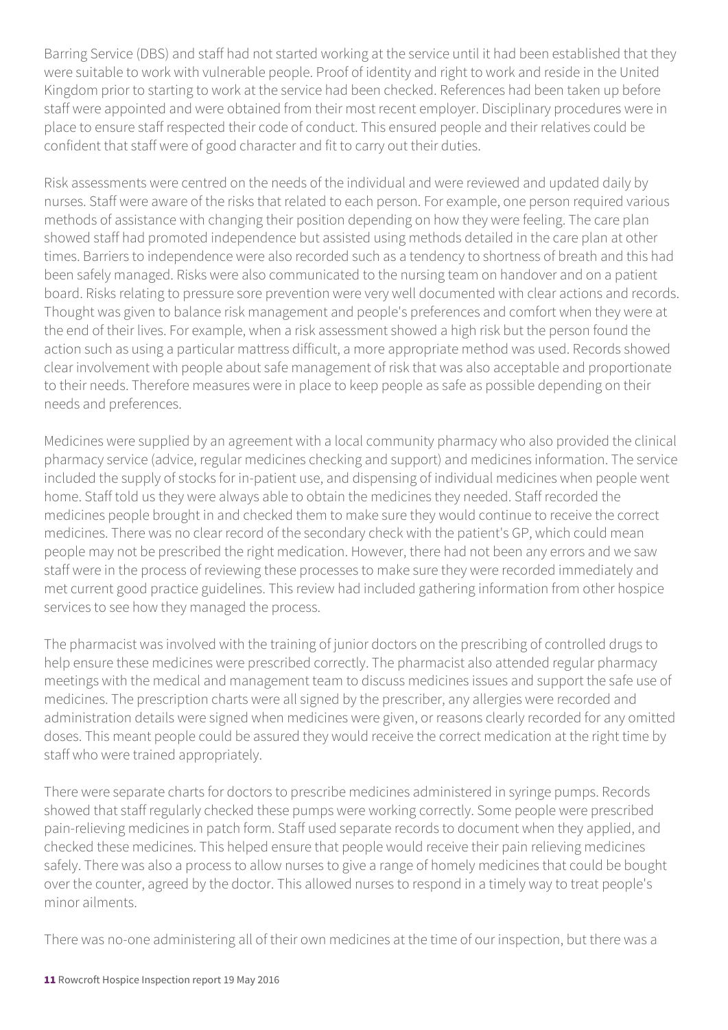Barring Service (DBS) and staff had not started working at the service until it had been established that they were suitable to work with vulnerable people. Proof of identity and right to work and reside in the United Kingdom prior to starting to work at the service had been checked. References had been taken up before staff were appointed and were obtained from their most recent employer. Disciplinary procedures were in place to ensure staff respected their code of conduct. This ensured people and their relatives could be confident that staff were of good character and fit to carry out their duties.

Risk assessments were centred on the needs of the individual and were reviewed and updated daily by nurses. Staff were aware of the risks that related to each person. For example, one person required various methods of assistance with changing their position depending on how they were feeling. The care plan showed staff had promoted independence but assisted using methods detailed in the care plan at other times. Barriers to independence were also recorded such as a tendency to shortness of breath and this had been safely managed. Risks were also communicated to the nursing team on handover and on a patient board. Risks relating to pressure sore prevention were very well documented with clear actions and records. Thought was given to balance risk management and people's preferences and comfort when they were at the end of their lives. For example, when a risk assessment showed a high risk but the person found the action such as using a particular mattress difficult, a more appropriate method was used. Records showed clear involvement with people about safe management of risk that was also acceptable and proportionate to their needs. Therefore measures were in place to keep people as safe as possible depending on their needs and preferences.

Medicines were supplied by an agreement with a local community pharmacy who also provided the clinical pharmacy service (advice, regular medicines checking and support) and medicines information. The service included the supply of stocks for in-patient use, and dispensing of individual medicines when people went home. Staff told us they were always able to obtain the medicines they needed. Staff recorded the medicines people brought in and checked them to make sure they would continue to receive the correct medicines. There was no clear record of the secondary check with the patient's GP, which could mean people may not be prescribed the right medication. However, there had not been any errors and we saw staff were in the process of reviewing these processes to make sure they were recorded immediately and met current good practice guidelines. This review had included gathering information from other hospice services to see how they managed the process.

The pharmacist was involved with the training of junior doctors on the prescribing of controlled drugs to help ensure these medicines were prescribed correctly. The pharmacist also attended regular pharmacy meetings with the medical and management team to discuss medicines issues and support the safe use of medicines. The prescription charts were all signed by the prescriber, any allergies were recorded and administration details were signed when medicines were given, or reasons clearly recorded for any omitted doses. This meant people could be assured they would receive the correct medication at the right time by staff who were trained appropriately.

There were separate charts for doctors to prescribe medicines administered in syringe pumps. Records showed that staff regularly checked these pumps were working correctly. Some people were prescribed pain-relieving medicines in patch form. Staff used separate records to document when they applied, and checked these medicines. This helped ensure that people would receive their pain relieving medicines safely. There was also a process to allow nurses to give a range of homely medicines that could be bought over the counter, agreed by the doctor. This allowed nurses to respond in a timely way to treat people's minor ailments.

There was no-one administering all of their own medicines at the time of our inspection, but there was a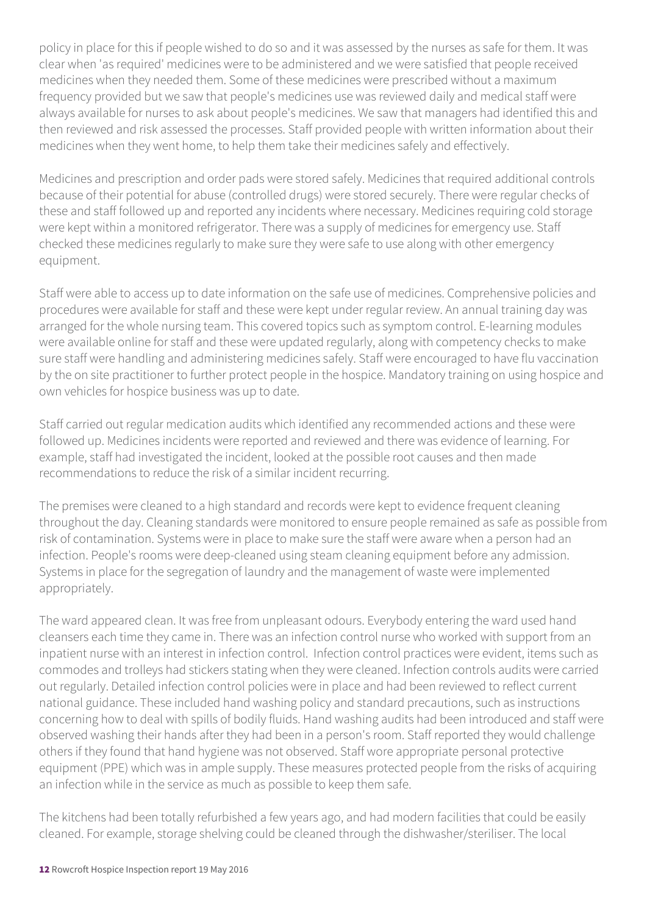policy in place for this if people wished to do so and it was assessed by the nurses as safe for them. It was clear when 'as required' medicines were to be administered and we were satisfied that people received medicines when they needed them. Some of these medicines were prescribed without a maximum frequency provided but we saw that people's medicines use was reviewed daily and medical staff were always available for nurses to ask about people's medicines. We saw that managers had identified this and then reviewed and risk assessed the processes. Staff provided people with written information about their medicines when they went home, to help them take their medicines safely and effectively.

Medicines and prescription and order pads were stored safely. Medicines that required additional controls because of their potential for abuse (controlled drugs) were stored securely. There were regular checks of these and staff followed up and reported any incidents where necessary. Medicines requiring cold storage were kept within a monitored refrigerator. There was a supply of medicines for emergency use. Staff checked these medicines regularly to make sure they were safe to use along with other emergency equipment.

Staff were able to access up to date information on the safe use of medicines. Comprehensive policies and procedures were available for staff and these were kept under regular review. An annual training day was arranged for the whole nursing team. This covered topics such as symptom control. E-learning modules were available online for staff and these were updated regularly, along with competency checks to make sure staff were handling and administering medicines safely. Staff were encouraged to have flu vaccination by the on site practitioner to further protect people in the hospice. Mandatory training on using hospice and own vehicles for hospice business was up to date.

Staff carried out regular medication audits which identified any recommended actions and these were followed up. Medicines incidents were reported and reviewed and there was evidence of learning. For example, staff had investigated the incident, looked at the possible root causes and then made recommendations to reduce the risk of a similar incident recurring.

The premises were cleaned to a high standard and records were kept to evidence frequent cleaning throughout the day. Cleaning standards were monitored to ensure people remained as safe as possible from risk of contamination. Systems were in place to make sure the staff were aware when a person had an infection. People's rooms were deep-cleaned using steam cleaning equipment before any admission. Systems in place for the segregation of laundry and the management of waste were implemented appropriately.

The ward appeared clean. It was free from unpleasant odours. Everybody entering the ward used hand cleansers each time they came in. There was an infection control nurse who worked with support from an inpatient nurse with an interest in infection control. Infection control practices were evident, items such as commodes and trolleys had stickers stating when they were cleaned. Infection controls audits were carried out regularly. Detailed infection control policies were in place and had been reviewed to reflect current national guidance. These included hand washing policy and standard precautions, such as instructions concerning how to deal with spills of bodily fluids. Hand washing audits had been introduced and staff were observed washing their hands after they had been in a person's room. Staff reported they would challenge others if they found that hand hygiene was not observed. Staff wore appropriate personal protective equipment (PPE) which was in ample supply. These measures protected people from the risks of acquiring an infection while in the service as much as possible to keep them safe.

The kitchens had been totally refurbished a few years ago, and had modern facilities that could be easily cleaned. For example, storage shelving could be cleaned through the dishwasher/steriliser. The local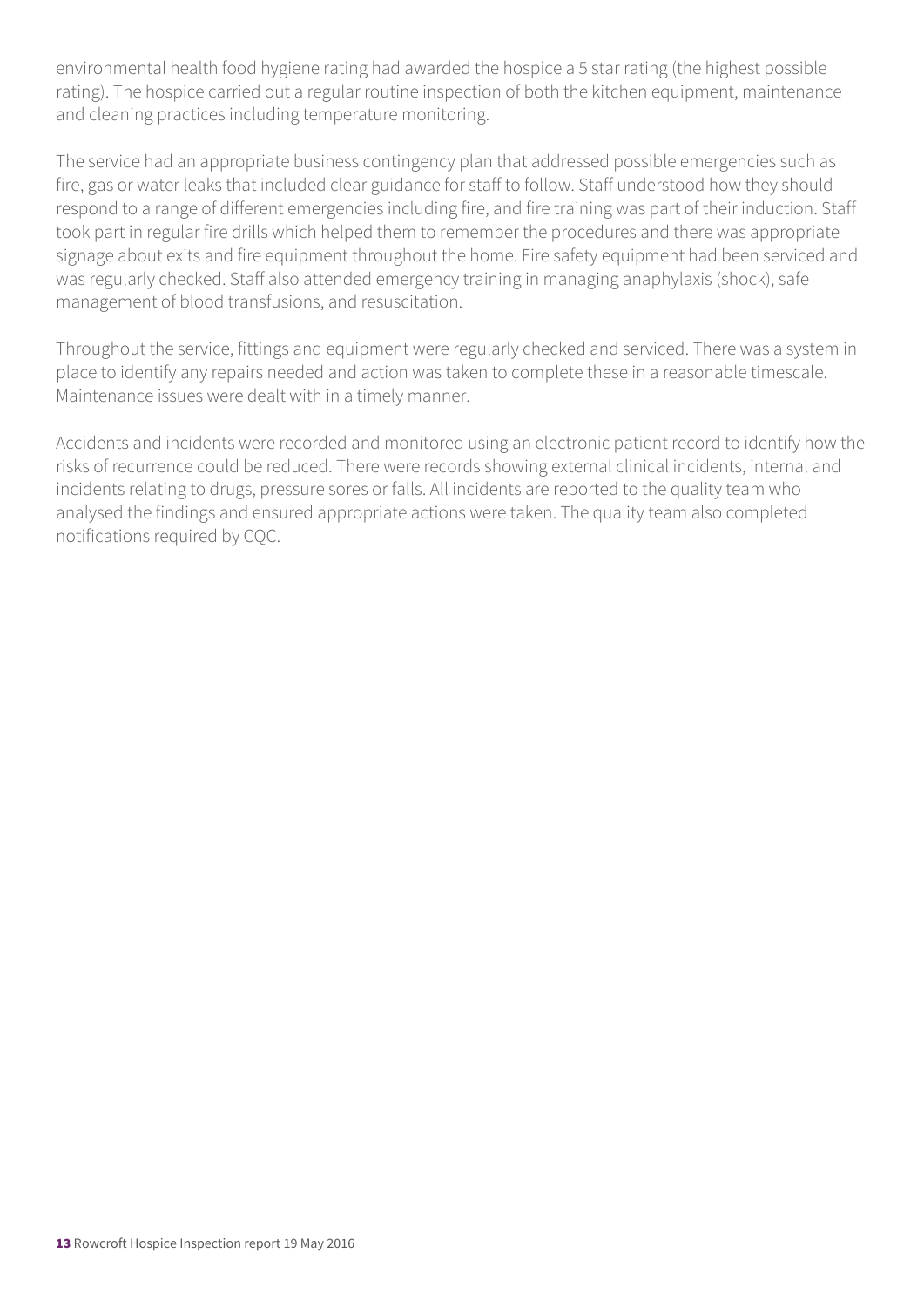environmental health food hygiene rating had awarded the hospice a 5 star rating (the highest possible rating). The hospice carried out a regular routine inspection of both the kitchen equipment, maintenance and cleaning practices including temperature monitoring.

The service had an appropriate business contingency plan that addressed possible emergencies such as fire, gas or water leaks that included clear guidance for staff to follow. Staff understood how they should respond to a range of different emergencies including fire, and fire training was part of their induction. Staff took part in regular fire drills which helped them to remember the procedures and there was appropriate signage about exits and fire equipment throughout the home. Fire safety equipment had been serviced and was regularly checked. Staff also attended emergency training in managing anaphylaxis (shock), safe management of blood transfusions, and resuscitation.

Throughout the service, fittings and equipment were regularly checked and serviced. There was a system in place to identify any repairs needed and action was taken to complete these in a reasonable timescale. Maintenance issues were dealt with in a timely manner.

Accidents and incidents were recorded and monitored using an electronic patient record to identify how the risks of recurrence could be reduced. There were records showing external clinical incidents, internal and incidents relating to drugs, pressure sores or falls. All incidents are reported to the quality team who analysed the findings and ensured appropriate actions were taken. The quality team also completed notifications required by CQC.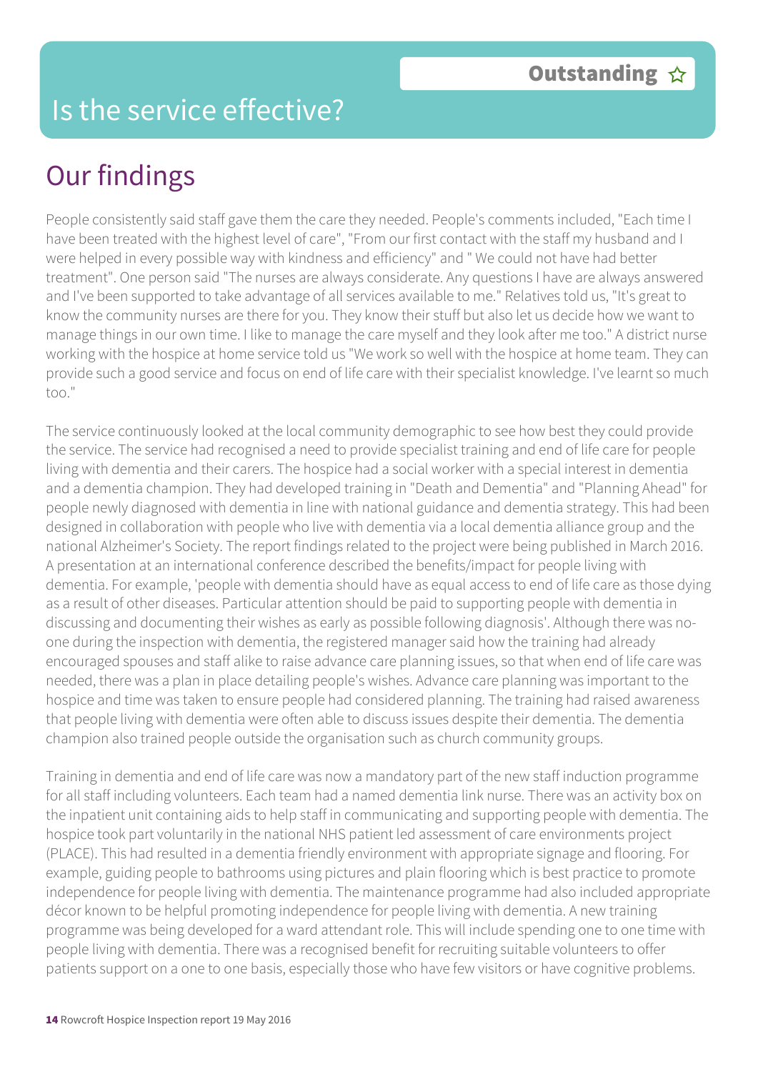# Is the service effective?

**Outstanding** ☆

## Our findings

People consistently said staff gave them the care they needed. People's comments included, "Each time I have been treated with the highest level of care", "From our first contact with the staff my husband and I were helped in every possible way with kindness and efficiency" and " We could not have had better treatment". One person said "The nurses are always considerate. Any questions I have are always answered and I've been supported to take advantage of all services available to me." Relatives told us, "It's great to know the community nurses are there for you. They know their stuff but also let us decide how we want to manage things in our own time. I like to manage the care myself and they look after me too." A district nurse working with the hospice at home service told us "We work so well with the hospice at home team. They can provide such a good service and focus on end of life care with their specialist knowledge. I've learnt so much too."

The service continuously looked at the local community demographic to see how best they could provide the service. The service had recognised a need to provide specialist training and end of life care for people living with dementia and their carers. The hospice had a social worker with a special interest in dementia and a dementia champion. They had developed training in "Death and Dementia" and "Planning Ahead" for people newly diagnosed with dementia in line with national guidance and dementia strategy. This had been designed in collaboration with people who live with dementia via a local dementia alliance group and the national Alzheimer's Society. The report findings related to the project were being published in March 2016. A presentation at an international conference described the benefits/impact for people living with dementia. For example, 'people with dementia should have as equal access to end of life care as those dying as a result of other diseases. Particular attention should be paid to supporting people with dementia in discussing and documenting their wishes as early as possible following diagnosis'. Although there was no-one during the inspection with dementia, the registered manager said how the training had already encouraged spouses and staff alike to raise advance care planning issues, so that when end of life care was needed, there was a plan in place detailing people's wishes. Advance care planning was important to the hospice and time was taken to ensure people had considered planning. The training had raised awareness that people living with dementia were often able to discuss issues despite their dementia. The dementia champion also trained people outside the organisation such as church community groups.

Training in dementia and end of life care was now a mandatory part of the new staff induction programme for all staff including volunteers. Each team had a named dementia link nurse. There was an activity box on the inpatient unit containing aids to help staff in communicating and supporting people with dementia. The hospice took part voluntarily in the national NHS patient led assessment of care environments project (PLACE). This had resulted in a dementia friendly environment with appropriate signage and flooring. For example, guiding people to bathrooms using pictures and plain flooring which is best practice to promote independence for people living with dementia. The maintenance programme had also included appropriate décor known to be helpful promoting independence for people living with dementia. A new training programme was being developed for a ward attendant role. This will include spending one to one time with people living with dementia. There was a recognised benefit for recruiting suitable volunteers to offer patients support on a one to one basis, especially those who have few visitors or have cognitive problems.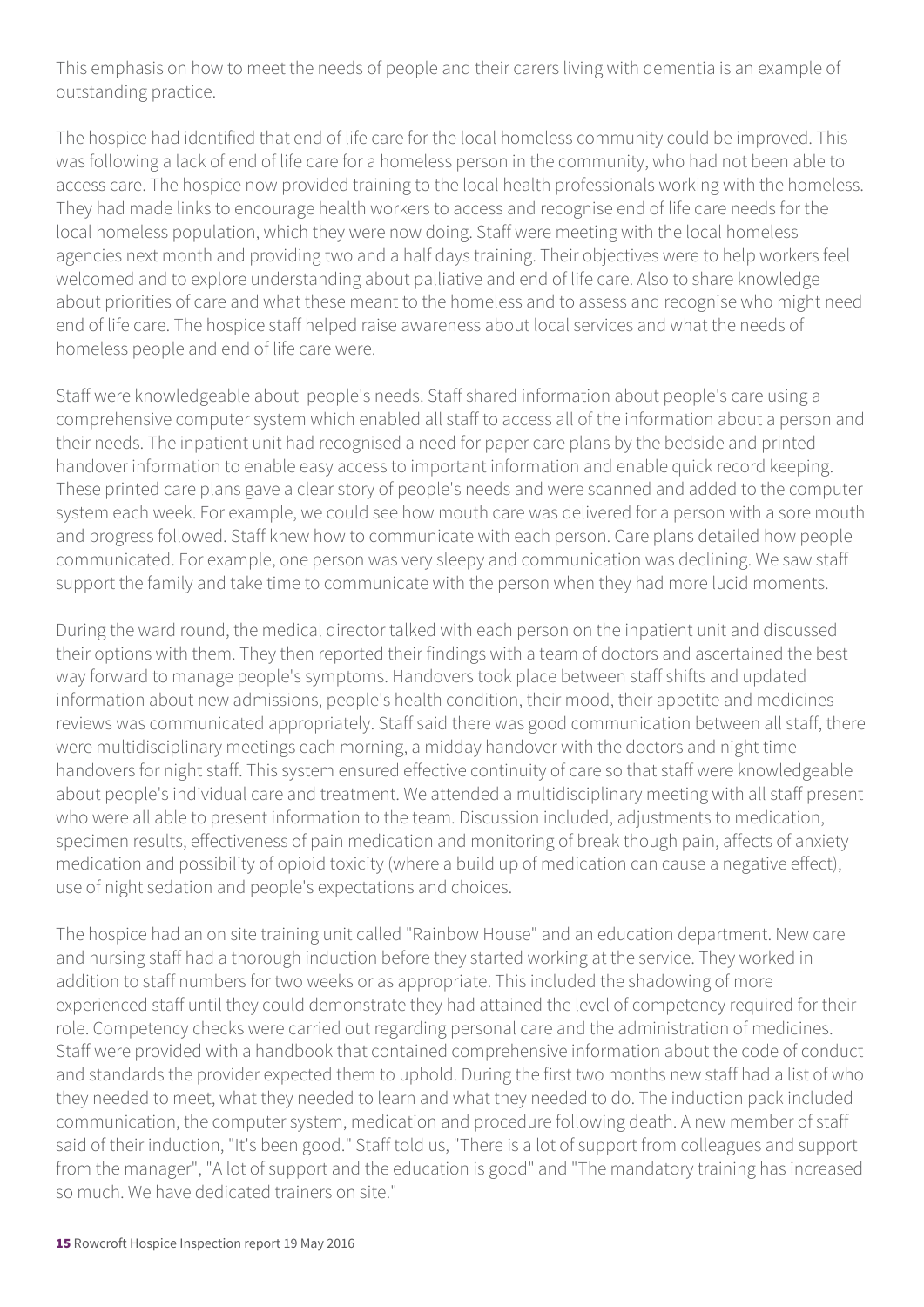This emphasis on how to meet the needs of people and their carers living with dementia is an example of outstanding practice.

The hospice had identified that end of life care for the local homeless community could be improved. This was following a lack of end of life care for a homeless person in the community, who had not been able to access care. The hospice now provided training to the local health professionals working with the homeless. They had made links to encourage health workers to access and recognise end of life care needs for the local homeless population, which they were now doing. Staff were meeting with the local homeless agencies next month and providing two and a half days training. Their objectives were to help workers feel welcomed and to explore understanding about palliative and end of life care. Also to share knowledge about priorities of care and what these meant to the homeless and to assess and recognise who might need end of life care. The hospice staff helped raise awareness about local services and what the needs of homeless people and end of life care were.

Staff were knowledgeable about people's needs. Staff shared information about people's care using a comprehensive computer system which enabled all staff to access all of the information about a person and their needs. The inpatient unit had recognised a need for paper care plans by the bedside and printed handover information to enable easy access to important information and enable quick record keeping. These printed care plans gave a clear story of people's needs and were scanned and added to the computer system each week. For example, we could see how mouth care was delivered for a person with a sore mouth and progress followed. Staff knew how to communicate with each person. Care plans detailed how people communicated. For example, one person was very sleepy and communication was declining. We saw staff support the family and take time to communicate with the person when they had more lucid moments.

During the ward round, the medical director talked with each person on the inpatient unit and discussed their options with them. They then reported their findings with a team of doctors and ascertained the best way forward to manage people's symptoms. Handovers took place between staff shifts and updated information about new admissions, people's health condition, their mood, their appetite and medicines reviews was communicated appropriately. Staff said there was good communication between all staff, there were multidisciplinary meetings each morning, a midday handover with the doctors and night time handovers for night staff. This system ensured effective continuity of care so that staff were knowledgeable about people's individual care and treatment. We attended a multidisciplinary meeting with all staff present who were all able to present information to the team. Discussion included, adjustments to medication, specimen results, effectiveness of pain medication and monitoring of break though pain, affects of anxiety medication and possibility of opioid toxicity (where a build up of medication can cause a negative effect), use of night sedation and people's expectations and choices.

The hospice had an on site training unit called "Rainbow House" and an education department. New care and nursing staff had a thorough induction before they started working at the service. They worked in addition to staff numbers for two weeks or as appropriate. This included the shadowing of more experienced staff until they could demonstrate they had attained the level of competency required for their role. Competency checks were carried out regarding personal care and the administration of medicines. Staff were provided with a handbook that contained comprehensive information about the code of conduct and standards the provider expected them to uphold. During the first two months new staff had a list of who they needed to meet, what they needed to learn and what they needed to do. The induction pack included communication, the computer system, medication and procedure following death. A new member of staff said of their induction, "It's been good." Staff told us, "There is a lot of support from colleagues and support from the manager", "A lot of support and the education is good" and "The mandatory training has increased so much. We have dedicated trainers on site."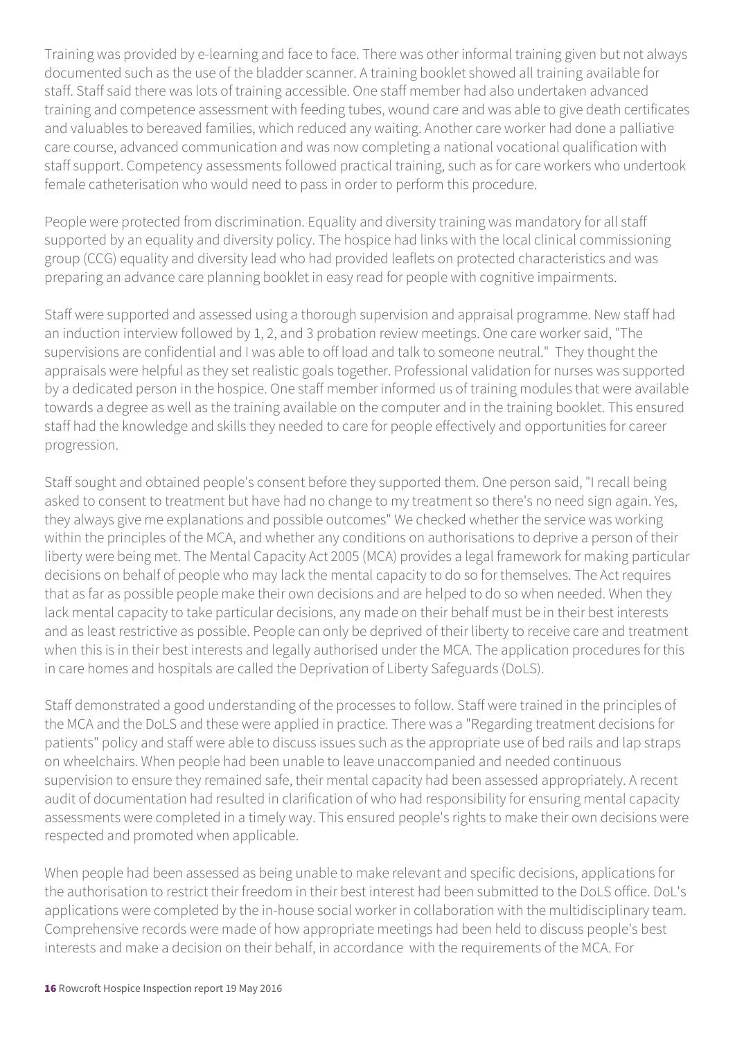Training was provided by e-learning and face to face. There was other informal training given but not always documented such as the use of the bladder scanner. A training booklet showed all training available for staff. Staff said there was lots of training accessible. One staff member had also undertaken advanced training and competence assessment with feeding tubes, wound care and was able to give death certificates and valuables to bereaved families, which reduced any waiting. Another care worker had done a palliative care course, advanced communication and was now completing a national vocational qualification with staff support. Competency assessments followed practical training, such as for care workers who undertook female catheterisation who would need to pass in order to perform this procedure.

People were protected from discrimination. Equality and diversity training was mandatory for all staff supported by an equality and diversity policy. The hospice had links with the local clinical commissioning group (CCG) equality and diversity lead who had provided leaflets on protected characteristics and was preparing an advance care planning booklet in easy read for people with cognitive impairments.

Staff were supported and assessed using a thorough supervision and appraisal programme. New staff had an induction interview followed by 1, 2, and 3 probation review meetings. One care worker said, "The supervisions are confidential and I was able to off load and talk to someone neutral." They thought the appraisals were helpful as they set realistic goals together. Professional validation for nurses was supported by a dedicated person in the hospice. One staff member informed us of training modules that were available towards a degree as well as the training available on the computer and in the training booklet. This ensured staff had the knowledge and skills they needed to care for people effectively and opportunities for career progression.

Staff sought and obtained people's consent before they supported them. One person said, "I recall being asked to consent to treatment but have had no change to my treatment so there's no need sign again. Yes, they always give me explanations and possible outcomes" We checked whether the service was working within the principles of the MCA, and whether any conditions on authorisations to deprive a person of their liberty were being met. The Mental Capacity Act 2005 (MCA) provides a legal framework for making particular decisions on behalf of people who may lack the mental capacity to do so for themselves. The Act requires that as far as possible people make their own decisions and are helped to do so when needed. When they lack mental capacity to take particular decisions, any made on their behalf must be in their best interests and as least restrictive as possible. People can only be deprived of their liberty to receive care and treatment when this is in their best interests and legally authorised under the MCA. The application procedures for this in care homes and hospitals are called the Deprivation of Liberty Safeguards (DoLS).

Staff demonstrated a good understanding of the processes to follow. Staff were trained in the principles of the MCA and the DoLS and these were applied in practice. There was a "Regarding treatment decisions for patients" policy and staff were able to discuss issues such as the appropriate use of bed rails and lap straps on wheelchairs. When people had been unable to leave unaccompanied and needed continuous supervision to ensure they remained safe, their mental capacity had been assessed appropriately. A recent audit of documentation had resulted in clarification of who had responsibility for ensuring mental capacity assessments were completed in a timely way. This ensured people's rights to make their own decisions were respected and promoted when applicable.

When people had been assessed as being unable to make relevant and specific decisions, applications for the authorisation to restrict their freedom in their best interest had been submitted to the DoLS office. DoL's applications were completed by the in-house social worker in collaboration with the multidisciplinary team. Comprehensive records were made of how appropriate meetings had been held to discuss people's best interests and make a decision on their behalf, in accordance with the requirements of the MCA. For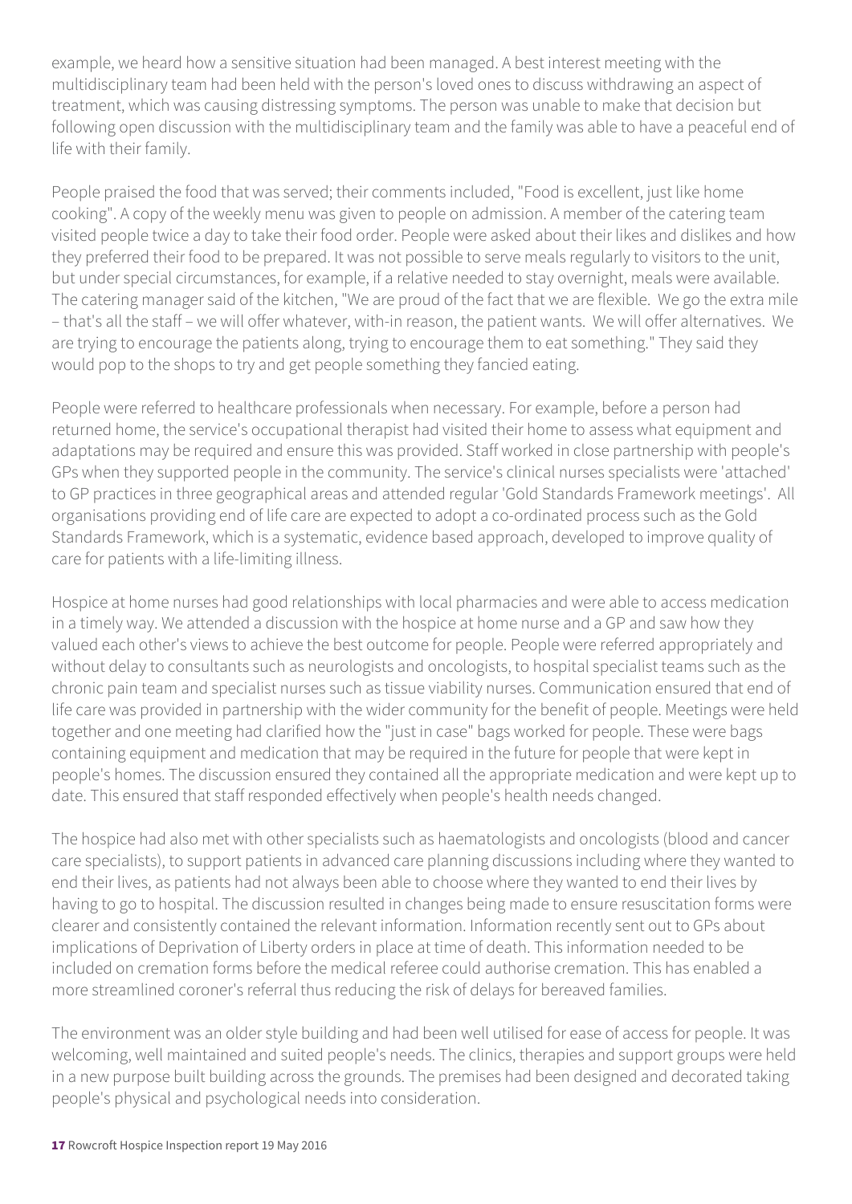example, we heard how a sensitive situation had been managed. A best interest meeting with the multidisciplinary team had been held with the person's loved ones to discuss withdrawing an aspect of treatment, which was causing distressing symptoms. The person was unable to make that decision but following open discussion with the multidisciplinary team and the family was able to have a peaceful end of life with their family.

People praised the food that was served; their comments included, "Food is excellent, just like home cooking". A copy of the weekly menu was given to people on admission. A member of the catering team visited people twice a day to take their food order. People were asked about their likes and dislikes and how they preferred their food to be prepared. It was not possible to serve meals regularly to visitors to the unit, but under special circumstances, for example, if a relative needed to stay overnight, meals were available. The catering manager said of the kitchen, "We are proud of the fact that we are flexible. We go the extra mile – that's all the staff – we will offer whatever, with-in reason, the patient wants. We will offer alternatives. We are trying to encourage the patients along, trying to encourage them to eat something." They said they would pop to the shops to try and get people something they fancied eating.

People were referred to healthcare professionals when necessary. For example, before a person had returned home, the service's occupational therapist had visited their home to assess what equipment and adaptations may be required and ensure this was provided. Staff worked in close partnership with people's GPs when they supported people in the community. The service's clinical nurses specialists were 'attached' to GP practices in three geographical areas and attended regular 'Gold Standards Framework meetings'. All organisations providing end of life care are expected to adopt a co-ordinated process such as the Gold Standards Framework, which is a systematic, evidence based approach, developed to improve quality of care for patients with a life-limiting illness.

Hospice at home nurses had good relationships with local pharmacies and were able to access medication in a timely way. We attended a discussion with the hospice at home nurse and a GP and saw how they valued each other's views to achieve the best outcome for people. People were referred appropriately and without delay to consultants such as neurologists and oncologists, to hospital specialist teams such as the chronic pain team and specialist nurses such as tissue viability nurses. Communication ensured that end of life care was provided in partnership with the wider community for the benefit of people. Meetings were held together and one meeting had clarified how the "just in case" bags worked for people. These were bags containing equipment and medication that may be required in the future for people that were kept in people's homes. The discussion ensured they contained all the appropriate medication and were kept up to date. This ensured that staff responded effectively when people's health needs changed.

The hospice had also met with other specialists such as haematologists and oncologists (blood and cancer care specialists), to support patients in advanced care planning discussions including where they wanted to end their lives, as patients had not always been able to choose where they wanted to end their lives by having to go to hospital. The discussion resulted in changes being made to ensure resuscitation forms were clearer and consistently contained the relevant information. Information recently sent out to GPs about implications of Deprivation of Liberty orders in place at time of death. This information needed to be included on cremation forms before the medical referee could authorise cremation. This has enabled a more streamlined coroner's referral thus reducing the risk of delays for bereaved families.

The environment was an older style building and had been well utilised for ease of access for people. It was welcoming, well maintained and suited people's needs. The clinics, therapies and support groups were held in a new purpose built building across the grounds. The premises had been designed and decorated taking people's physical and psychological needs into consideration.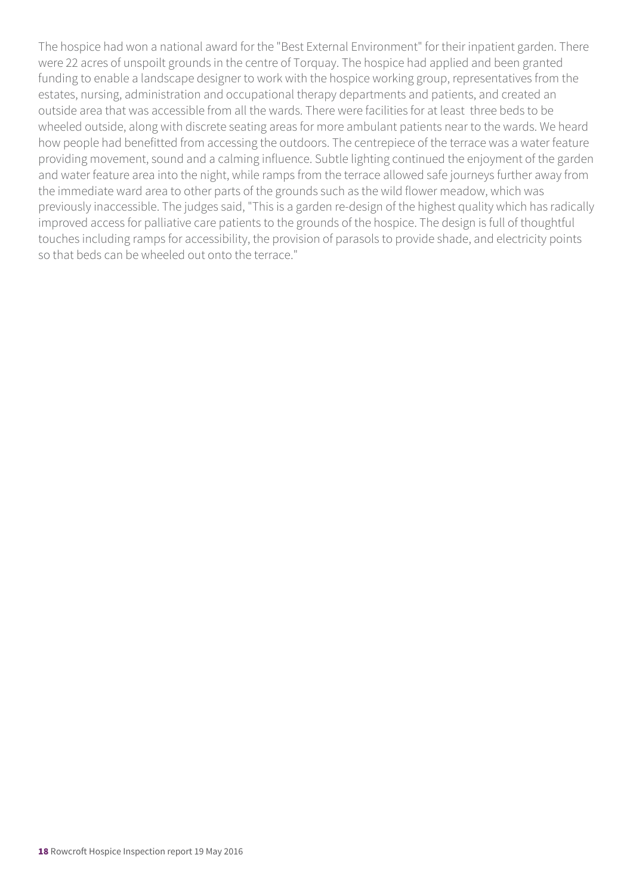The hospice had won a national award for the "Best External Environment" for their inpatient garden. There were 22 acres of unspoilt grounds in the centre of Torquay. The hospice had applied and been granted funding to enable a landscape designer to work with the hospice working group, representatives from the estates, nursing, administration and occupational therapy departments and patients, and created an outside area that was accessible from all the wards. There were facilities for at least three beds to be wheeled outside, along with discrete seating areas for more ambulant patients near to the wards. We heard how people had benefitted from accessing the outdoors. The centrepiece of the terrace was a water feature providing movement, sound and a calming influence. Subtle lighting continued the enjoyment of the garden and water feature area into the night, while ramps from the terrace allowed safe journeys further away from the immediate ward area to other parts of the grounds such as the wild flower meadow, which was previously inaccessible. The judges said, "This is a garden re-design of the highest quality which has radically improved access for palliative care patients to the grounds of the hospice. The design is full of thoughtful touches including ramps for accessibility, the provision of parasols to provide shade, and electricity points so that beds can be wheeled out onto the terrace."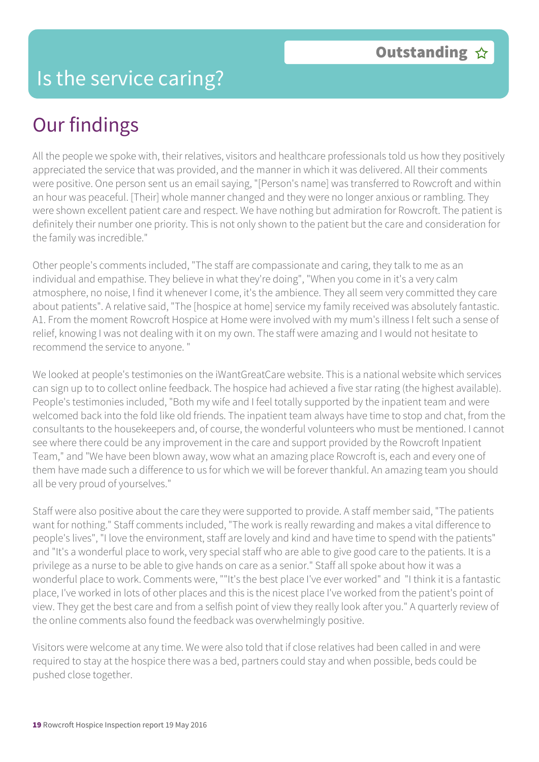# Is the service caring?

**Outstanding** ☆

## Our findings

All the people we spoke with, their relatives, visitors and healthcare professionals told us how they positively appreciated the service that was provided, and the manner in which it was delivered. All their comments were positive. One person sent us an email saying, "[Person's name] was transferred to Rowcroft and within an hour was peaceful. [Their] whole manner changed and they were no longer anxious or rambling. They were shown excellent patient care and respect. We have nothing but admiration for Rowcroft. The patient is definitely their number one priority. This is not only shown to the patient but the care and consideration for the family was incredible."

Other people's comments included, "The staff are compassionate and caring, they talk to me as an individual and empathise. They believe in what they're doing", "When you come in it's a very calm atmosphere, no noise, I find it whenever I come, it's the ambience. They all seem very committed they care about patients". A relative said, "The [hospice at home] service my family received was absolutely fantastic. A1. From the moment Rowcroft Hospice at Home were involved with my mum's illness I felt such a sense of relief, knowing I was not dealing with it on my own. The staff were amazing and I would not hesitate to recommend the service to anyone. "

We looked at people's testimonies on the iWantGreatCare website. This is a national website which services can sign up to to collect online feedback. The hospice had achieved a five star rating (the highest available). People's testimonies included, "Both my wife and I feel totally supported by the inpatient team and were welcomed back into the fold like old friends. The inpatient team always have time to stop and chat, from the consultants to the housekeepers and, of course, the wonderful volunteers who must be mentioned. I cannot see where there could be any improvement in the care and support provided by the Rowcroft Inpatient Team," and "We have been blown away, wow what an amazing place Rowcroft is, each and every one of them have made such a difference to us for which we will be forever thankful. An amazing team you should all be very proud of yourselves."

Staff were also positive about the care they were supported to provide. A staff member said, "The patients want for nothing." Staff comments included, "The work is really rewarding and makes a vital difference to people's lives", "I love the environment, staff are lovely and kind and have time to spend with the patients" and "It's a wonderful place to work, very special staff who are able to give good care to the patients. It is a privilege as a nurse to be able to give hands on care as a senior." Staff all spoke about how it was a wonderful place to work. Comments were, ""It's the best place I've ever worked" and "I think it is a fantastic place, I've worked in lots of other places and this is the nicest place I've worked from the patient's point of view. They get the best care and from a selfish point of view they really look after you." A quarterly review of the online comments also found the feedback was overwhelmingly positive.

Visitors were welcome at any time. We were also told that if close relatives had been called in and were required to stay at the hospice there was a bed, partners could stay and when possible, beds could be pushed close together.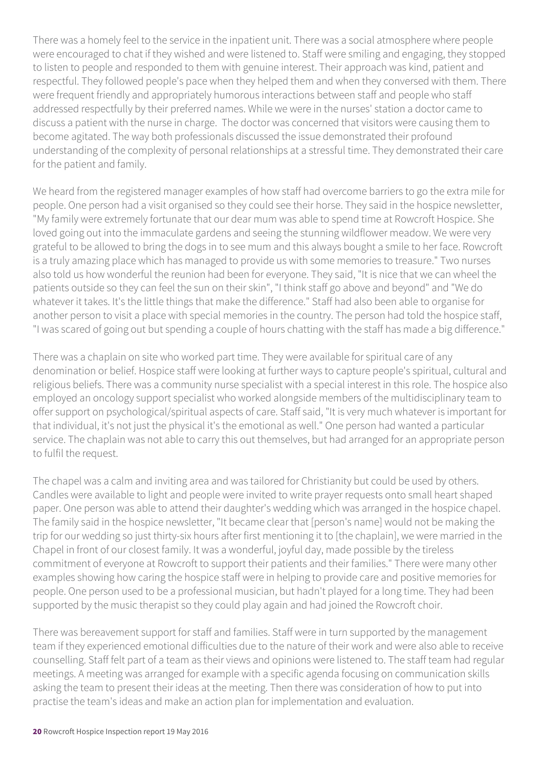There was a homely feel to the service in the inpatient unit. There was a social atmosphere where people were encouraged to chat if they wished and were listened to. Staff were smiling and engaging, they stopped to listen to people and responded to them with genuine interest. Their approach was kind, patient and respectful. They followed people's pace when they helped them and when they conversed with them. There were frequent friendly and appropriately humorous interactions between staff and people who staff addressed respectfully by their preferred names. While we were in the nurses' station a doctor came to discuss a patient with the nurse in charge. The doctor was concerned that visitors were causing them to become agitated. The way both professionals discussed the issue demonstrated their profound understanding of the complexity of personal relationships at a stressful time. They demonstrated their care for the patient and family.

We heard from the registered manager examples of how staff had overcome barriers to go the extra mile for people. One person had a visit organised so they could see their horse. They said in the hospice newsletter, "My family were extremely fortunate that our dear mum was able to spend time at Rowcroft Hospice. She loved going out into the immaculate gardens and seeing the stunning wildflower meadow. We were very grateful to be allowed to bring the dogs in to see mum and this always bought a smile to her face. Rowcroft is a truly amazing place which has managed to provide us with some memories to treasure." Two nurses also told us how wonderful the reunion had been for everyone. They said, "It is nice that we can wheel the patients outside so they can feel the sun on their skin", "I think staff go above and beyond" and "We do whatever it takes. It's the little things that make the difference." Staff had also been able to organise for another person to visit a place with special memories in the country. The person had told the hospice staff, "I was scared of going out but spending a couple of hours chatting with the staff has made a big difference."

There was a chaplain on site who worked part time. They were available for spiritual care of any denomination or belief. Hospice staff were looking at further ways to capture people's spiritual, cultural and religious beliefs. There was a community nurse specialist with a special interest in this role. The hospice also employed an oncology support specialist who worked alongside members of the multidisciplinary team to offer support on psychological/spiritual aspects of care. Staff said, "It is very much whatever is important for that individual, it's not just the physical it's the emotional as well." One person had wanted a particular service. The chaplain was not able to carry this out themselves, but had arranged for an appropriate person to fulfil the request.

The chapel was a calm and inviting area and was tailored for Christianity but could be used by others. Candles were available to light and people were invited to write prayer requests onto small heart shaped paper. One person was able to attend their daughter's wedding which was arranged in the hospice chapel. The family said in the hospice newsletter, "It became clear that [person's name] would not be making the trip for our wedding so just thirty-six hours after first mentioning it to [the chaplain], we were married in the Chapel in front of our closest family. It was a wonderful, joyful day, made possible by the tireless commitment of everyone at Rowcroft to support their patients and their families." There were many other examples showing how caring the hospice staff were in helping to provide care and positive memories for people. One person used to be a professional musician, but hadn't played for a long time. They had been supported by the music therapist so they could play again and had joined the Rowcroft choir.

There was bereavement support for staff and families. Staff were in turn supported by the management team if they experienced emotional difficulties due to the nature of their work and were also able to receive counselling. Staff felt part of a team as their views and opinions were listened to. The staff team had regular meetings. A meeting was arranged for example with a specific agenda focusing on communication skills asking the team to present their ideas at the meeting. Then there was consideration of how to put into practise the team's ideas and make an action plan for implementation and evaluation.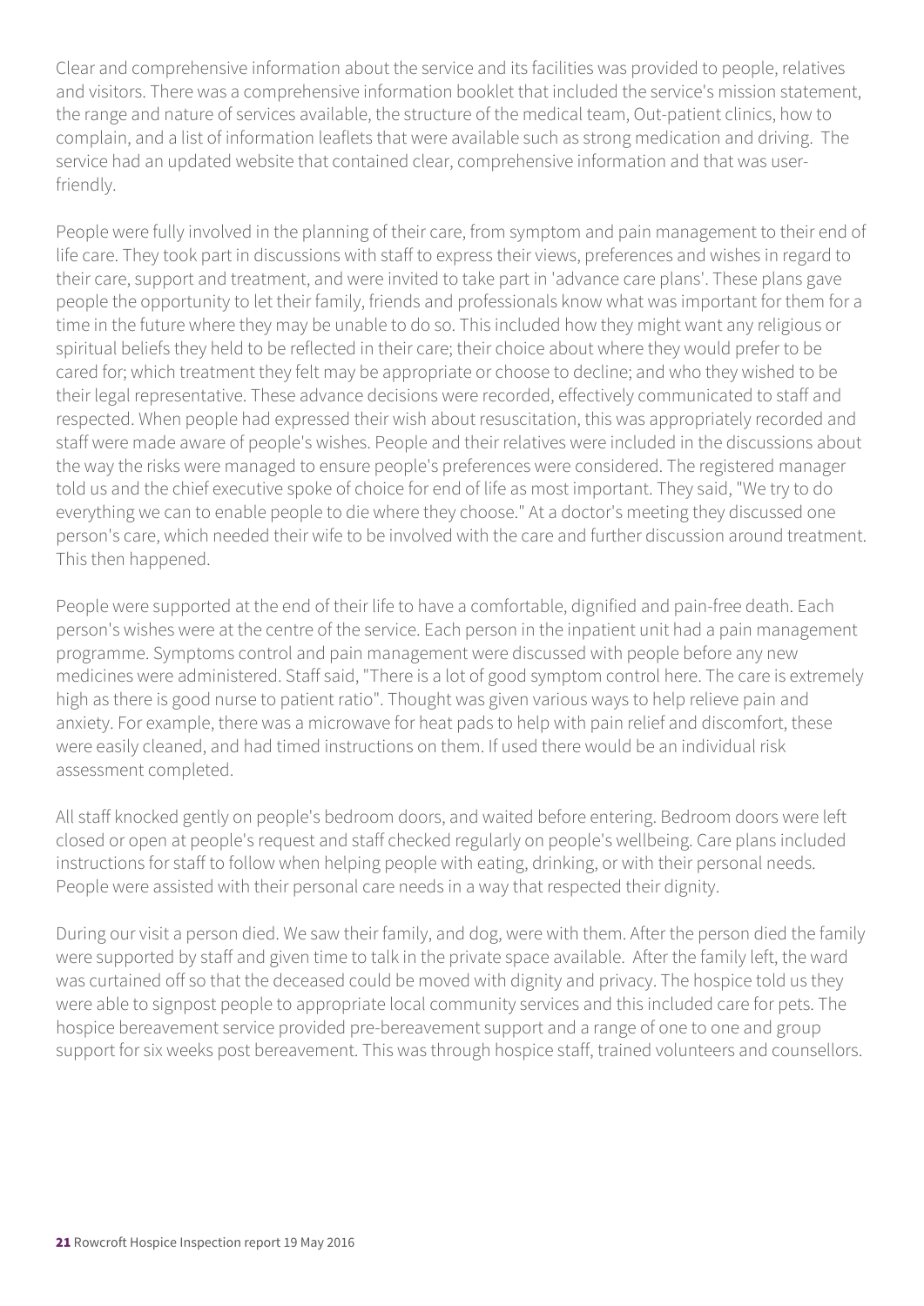Clear and comprehensive information about the service and its facilities was provided to people, relatives and visitors. There was a comprehensive information booklet that included the service's mission statement, the range and nature of services available, the structure of the medical team, Out-patient clinics, how to complain, and a list of information leaflets that were available such as strong medication and driving. The service had an updated website that contained clear, comprehensive information and that was user-friendly.

People were fully involved in the planning of their care, from symptom and pain management to their end of life care. They took part in discussions with staff to express their views, preferences and wishes in regard to their care, support and treatment, and were invited to take part in 'advance care plans'. These plans gave people the opportunity to let their family, friends and professionals know what was important for them for a time in the future where they may be unable to do so. This included how they might want any religious or spiritual beliefs they held to be reflected in their care; their choice about where they would prefer to be cared for; which treatment they felt may be appropriate or choose to decline; and who they wished to be their legal representative. These advance decisions were recorded, effectively communicated to staff and respected. When people had expressed their wish about resuscitation, this was appropriately recorded and staff were made aware of people's wishes. People and their relatives were included in the discussions about the way the risks were managed to ensure people's preferences were considered. The registered manager told us and the chief executive spoke of choice for end of life as most important. They said, "We try to do everything we can to enable people to die where they choose." At a doctor's meeting they discussed one person's care, which needed their wife to be involved with the care and further discussion around treatment. This then happened.

People were supported at the end of their life to have a comfortable, dignified and pain-free death. Each person's wishes were at the centre of the service. Each person in the inpatient unit had a pain management programme. Symptoms control and pain management were discussed with people before any new medicines were administered. Staff said, "There is a lot of good symptom control here. The care is extremely high as there is good nurse to patient ratio". Thought was given various ways to help relieve pain and anxiety. For example, there was a microwave for heat pads to help with pain relief and discomfort, these were easily cleaned, and had timed instructions on them. If used there would be an individual risk assessment completed.

All staff knocked gently on people's bedroom doors, and waited before entering. Bedroom doors were left closed or open at people's request and staff checked regularly on people's wellbeing. Care plans included instructions for staff to follow when helping people with eating, drinking, or with their personal needs. People were assisted with their personal care needs in a way that respected their dignity.

During our visit a person died. We saw their family, and dog, were with them. After the person died the family were supported by staff and given time to talk in the private space available. After the family left, the ward was curtained off so that the deceased could be moved with dignity and privacy. The hospice told us they were able to signpost people to appropriate local community services and this included care for pets. The hospice bereavement service provided pre-bereavement support and a range of one to one and group support for six weeks post bereavement. This was through hospice staff, trained volunteers and counsellors.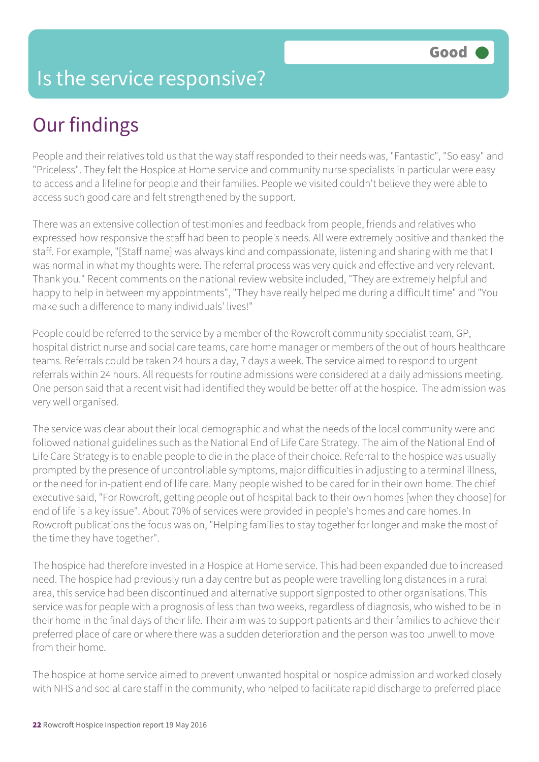# Is the service responsive?

Good

## Our findings

People and their relatives told us that the way staff responded to their needs was, "Fantastic", "So easy" and "Priceless". They felt the Hospice at Home service and community nurse specialists in particular were easy to access and a lifeline for people and their families. People we visited couldn't believe they were able to access such good care and felt strengthened by the support.

There was an extensive collection of testimonies and feedback from people, friends and relatives who expressed how responsive the staff had been to people's needs. All were extremely positive and thanked the staff. For example, "[Staff name] was always kind and compassionate, listening and sharing with me that I was normal in what my thoughts were. The referral process was very quick and effective and very relevant. Thank you." Recent comments on the national review website included, "They are extremely helpful and happy to help in between my appointments", "They have really helped me during a difficult time" and "You make such a difference to many individuals' lives!"

People could be referred to the service by a member of the Rowcroft community specialist team, GP, hospital district nurse and social care teams, care home manager or members of the out of hours healthcare teams. Referrals could be taken 24 hours a day, 7 days a week. The service aimed to respond to urgent referrals within 24 hours. All requests for routine admissions were considered at a daily admissions meeting. One person said that a recent visit had identified they would be better off at the hospice. The admission was very well organised.

The service was clear about their local demographic and what the needs of the local community were and followed national guidelines such as the National End of Life Care Strategy. The aim of the National End of Life Care Strategy is to enable people to die in the place of their choice. Referral to the hospice was usually prompted by the presence of uncontrollable symptoms, major difficulties in adjusting to a terminal illness, or the need for in-patient end of life care. Many people wished to be cared for in their own home. The chief executive said, "For Rowcroft, getting people out of hospital back to their own homes [when they choose] for end of life is a key issue". About 70% of services were provided in people's homes and care homes. In Rowcroft publications the focus was on, "Helping families to stay together for longer and make the most of the time they have together".

The hospice had therefore invested in a Hospice at Home service. This had been expanded due to increased need. The hospice had previously run a day centre but as people were travelling long distances in a rural area, this service had been discontinued and alternative support signposted to other organisations. This service was for people with a prognosis of less than two weeks, regardless of diagnosis, who wished to be in their home in the final days of their life. Their aim was to support patients and their families to achieve their preferred place of care or where there was a sudden deterioration and the person was too unwell to move from their home.

The hospice at home service aimed to prevent unwanted hospital or hospice admission and worked closely with NHS and social care staff in the community, who helped to facilitate rapid discharge to preferred place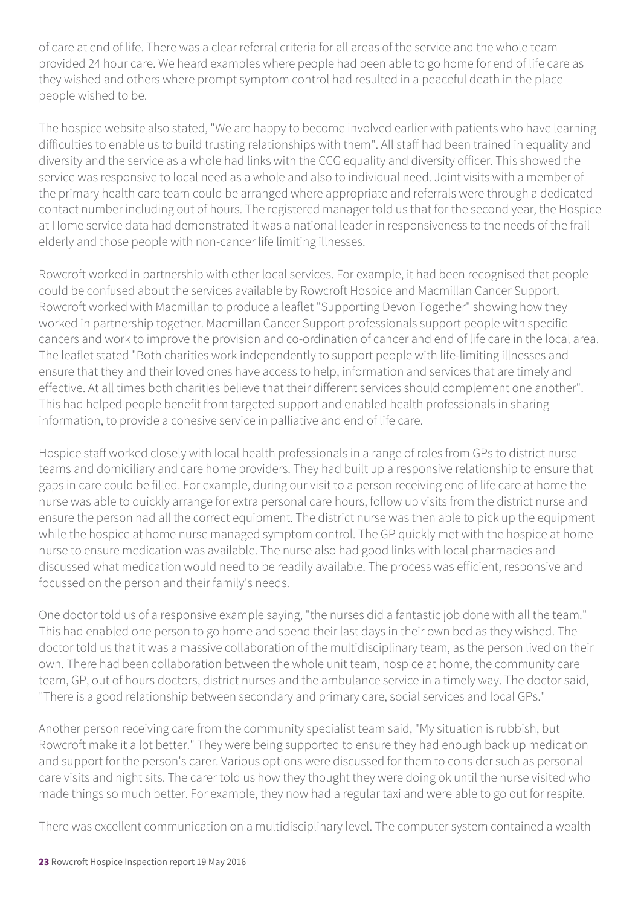of care at end of life. There was a clear referral criteria for all areas of the service and the whole team provided 24 hour care. We heard examples where people had been able to go home for end of life care as they wished and others where prompt symptom control had resulted in a peaceful death in the place people wished to be.

The hospice website also stated, "We are happy to become involved earlier with patients who have learning difficulties to enable us to build trusting relationships with them". All staff had been trained in equality and diversity and the service as a whole had links with the CCG equality and diversity officer. This showed the service was responsive to local need as a whole and also to individual need. Joint visits with a member of the primary health care team could be arranged where appropriate and referrals were through a dedicated contact number including out of hours. The registered manager told us that for the second year, the Hospice at Home service data had demonstrated it was a national leader in responsiveness to the needs of the frail elderly and those people with non-cancer life limiting illnesses.

Rowcroft worked in partnership with other local services. For example, it had been recognised that people could be confused about the services available by Rowcroft Hospice and Macmillan Cancer Support. Rowcroft worked with Macmillan to produce a leaflet "Supporting Devon Together" showing how they worked in partnership together. Macmillan Cancer Support professionals support people with specific cancers and work to improve the provision and co-ordination of cancer and end of life care in the local area. The leaflet stated "Both charities work independently to support people with life-limiting illnesses and ensure that they and their loved ones have access to help, information and services that are timely and effective. At all times both charities believe that their different services should complement one another". This had helped people benefit from targeted support and enabled health professionals in sharing information, to provide a cohesive service in palliative and end of life care.

Hospice staff worked closely with local health professionals in a range of roles from GPs to district nurse teams and domiciliary and care home providers. They had built up a responsive relationship to ensure that gaps in care could be filled. For example, during our visit to a person receiving end of life care at home the nurse was able to quickly arrange for extra personal care hours, follow up visits from the district nurse and ensure the person had all the correct equipment. The district nurse was then able to pick up the equipment while the hospice at home nurse managed symptom control. The GP quickly met with the hospice at home nurse to ensure medication was available. The nurse also had good links with local pharmacies and discussed what medication would need to be readily available. The process was efficient, responsive and focussed on the person and their family's needs.

One doctor told us of a responsive example saying, "the nurses did a fantastic job done with all the team." This had enabled one person to go home and spend their last days in their own bed as they wished. The doctor told us that it was a massive collaboration of the multidisciplinary team, as the person lived on their own. There had been collaboration between the whole unit team, hospice at home, the community care team, GP, out of hours doctors, district nurses and the ambulance service in a timely way. The doctor said, "There is a good relationship between secondary and primary care, social services and local GPs."

Another person receiving care from the community specialist team said, "My situation is rubbish, but Rowcroft make it a lot better." They were being supported to ensure they had enough back up medication and support for the person's carer. Various options were discussed for them to consider such as personal care visits and night sits. The carer told us how they thought they were doing ok until the nurse visited who made things so much better. For example, they now had a regular taxi and were able to go out for respite.

There was excellent communication on a multidisciplinary level. The computer system contained a wealth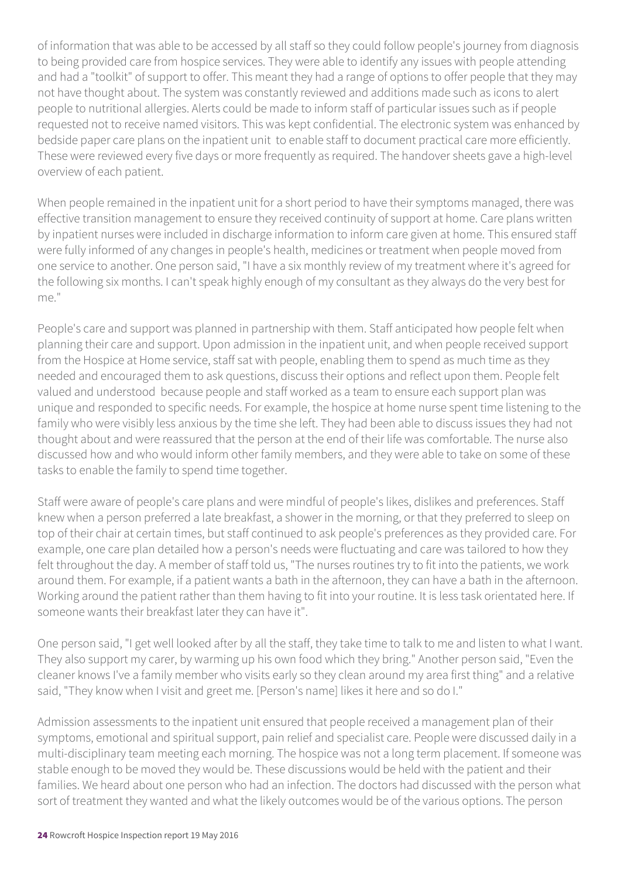of information that was able to be accessed by all staff so they could follow people's journey from diagnosis to being provided care from hospice services. They were able to identify any issues with people attending and had a "toolkit" of support to offer. This meant they had a range of options to offer people that they may not have thought about. The system was constantly reviewed and additions made such as icons to alert people to nutritional allergies. Alerts could be made to inform staff of particular issues such as if people requested not to receive named visitors. This was kept confidential. The electronic system was enhanced by bedside paper care plans on the inpatient unit to enable staff to document practical care more efficiently. These were reviewed every five days or more frequently as required. The handover sheets gave a high-level overview of each patient.

When people remained in the inpatient unit for a short period to have their symptoms managed, there was effective transition management to ensure they received continuity of support at home. Care plans written by inpatient nurses were included in discharge information to inform care given at home. This ensured staff were fully informed of any changes in people's health, medicines or treatment when people moved from one service to another. One person said, "I have a six monthly review of my treatment where it's agreed for the following six months. I can't speak highly enough of my consultant as they always do the very best for me."

People's care and support was planned in partnership with them. Staff anticipated how people felt when planning their care and support. Upon admission in the inpatient unit, and when people received support from the Hospice at Home service, staff sat with people, enabling them to spend as much time as they needed and encouraged them to ask questions, discuss their options and reflect upon them. People felt valued and understood because people and staff worked as a team to ensure each support plan was unique and responded to specific needs. For example, the hospice at home nurse spent time listening to the family who were visibly less anxious by the time she left. They had been able to discuss issues they had not thought about and were reassured that the person at the end of their life was comfortable. The nurse also discussed how and who would inform other family members, and they were able to take on some of these tasks to enable the family to spend time together.

Staff were aware of people's care plans and were mindful of people's likes, dislikes and preferences. Staff knew when a person preferred a late breakfast, a shower in the morning, or that they preferred to sleep on top of their chair at certain times, but staff continued to ask people's preferences as they provided care. For example, one care plan detailed how a person's needs were fluctuating and care was tailored to how they felt throughout the day. A member of staff told us, "The nurses routines try to fit into the patients, we work around them. For example, if a patient wants a bath in the afternoon, they can have a bath in the afternoon. Working around the patient rather than them having to fit into your routine. It is less task orientated here. If someone wants their breakfast later they can have it".

One person said, "I get well looked after by all the staff, they take time to talk to me and listen to what I want. They also support my carer, by warming up his own food which they bring." Another person said, "Even the cleaner knows I've a family member who visits early so they clean around my area first thing" and a relative said, "They know when I visit and greet me. [Person's name] likes it here and so do I."

Admission assessments to the inpatient unit ensured that people received a management plan of their symptoms, emotional and spiritual support, pain relief and specialist care. People were discussed daily in a multi-disciplinary team meeting each morning. The hospice was not a long term placement. If someone was stable enough to be moved they would be. These discussions would be held with the patient and their families. We heard about one person who had an infection. The doctors had discussed with the person what sort of treatment they wanted and what the likely outcomes would be of the various options. The person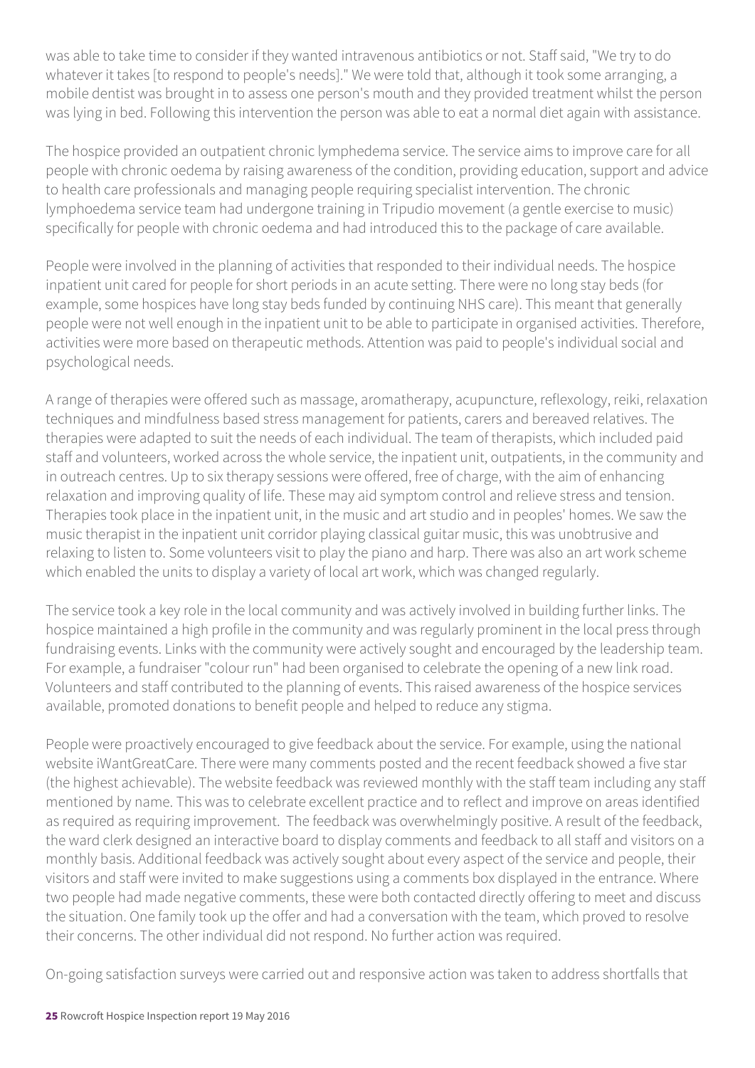was able to take time to consider if they wanted intravenous antibiotics or not. Staff said, "We try to do whatever it takes [to respond to people's needs]." We were told that, although it took some arranging, a mobile dentist was brought in to assess one person's mouth and they provided treatment whilst the person was lying in bed. Following this intervention the person was able to eat a normal diet again with assistance.

The hospice provided an outpatient chronic lymphedema service. The service aims to improve care for all people with chronic oedema by raising awareness of the condition, providing education, support and advice to health care professionals and managing people requiring specialist intervention. The chronic lymphoedema service team had undergone training in Tripudio movement (a gentle exercise to music) specifically for people with chronic oedema and had introduced this to the package of care available.

People were involved in the planning of activities that responded to their individual needs. The hospice inpatient unit cared for people for short periods in an acute setting. There were no long stay beds (for example, some hospices have long stay beds funded by continuing NHS care). This meant that generally people were not well enough in the inpatient unit to be able to participate in organised activities. Therefore, activities were more based on therapeutic methods. Attention was paid to people's individual social and psychological needs.

A range of therapies were offered such as massage, aromatherapy, acupuncture, reflexology, reiki, relaxation techniques and mindfulness based stress management for patients, carers and bereaved relatives. The therapies were adapted to suit the needs of each individual. The team of therapists, which included paid staff and volunteers, worked across the whole service, the inpatient unit, outpatients, in the community and in outreach centres. Up to six therapy sessions were offered, free of charge, with the aim of enhancing relaxation and improving quality of life. These may aid symptom control and relieve stress and tension. Therapies took place in the inpatient unit, in the music and art studio and in peoples' homes. We saw the music therapist in the inpatient unit corridor playing classical guitar music, this was unobtrusive and relaxing to listen to. Some volunteers visit to play the piano and harp. There was also an art work scheme which enabled the units to display a variety of local art work, which was changed regularly.

The service took a key role in the local community and was actively involved in building further links. The hospice maintained a high profile in the community and was regularly prominent in the local press through fundraising events. Links with the community were actively sought and encouraged by the leadership team. For example, a fundraiser "colour run" had been organised to celebrate the opening of a new link road. Volunteers and staff contributed to the planning of events. This raised awareness of the hospice services available, promoted donations to benefit people and helped to reduce any stigma.

People were proactively encouraged to give feedback about the service. For example, using the national website iWantGreatCare. There were many comments posted and the recent feedback showed a five star (the highest achievable). The website feedback was reviewed monthly with the staff team including any staff mentioned by name. This was to celebrate excellent practice and to reflect and improve on areas identified as required as requiring improvement. The feedback was overwhelmingly positive. A result of the feedback, the ward clerk designed an interactive board to display comments and feedback to all staff and visitors on a monthly basis. Additional feedback was actively sought about every aspect of the service and people, their visitors and staff were invited to make suggestions using a comments box displayed in the entrance. Where two people had made negative comments, these were both contacted directly offering to meet and discuss the situation. One family took up the offer and had a conversation with the team, which proved to resolve their concerns. The other individual did not respond. No further action was required.

On-going satisfaction surveys were carried out and responsive action was taken to address shortfalls that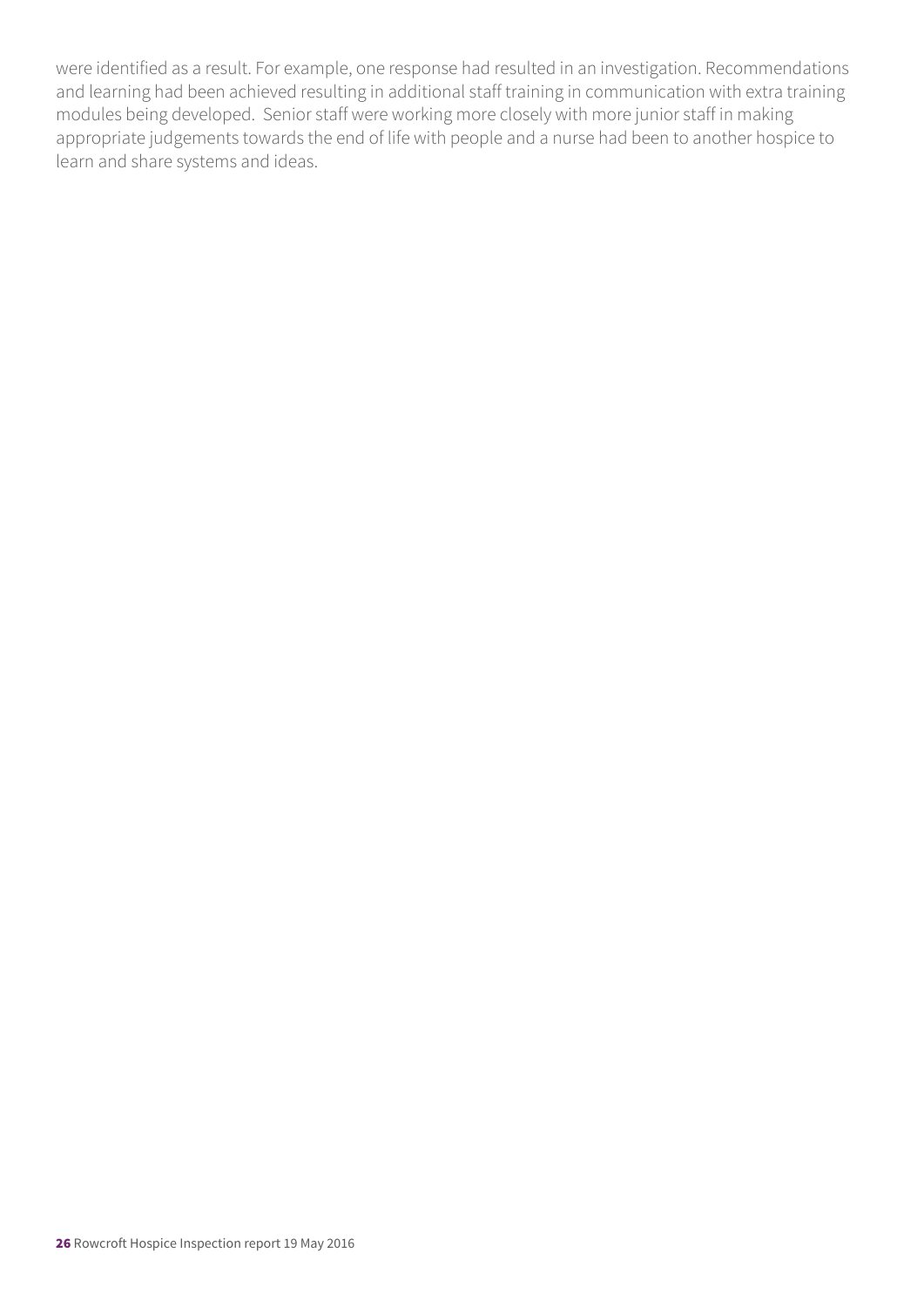were identified as a result. For example, one response had resulted in an investigation. Recommendations and learning had been achieved resulting in additional staff training in communication with extra training modules being developed. Senior staff were working more closely with more junior staff in making appropriate judgements towards the end of life with people and a nurse had been to another hospice to learn and share systems and ideas.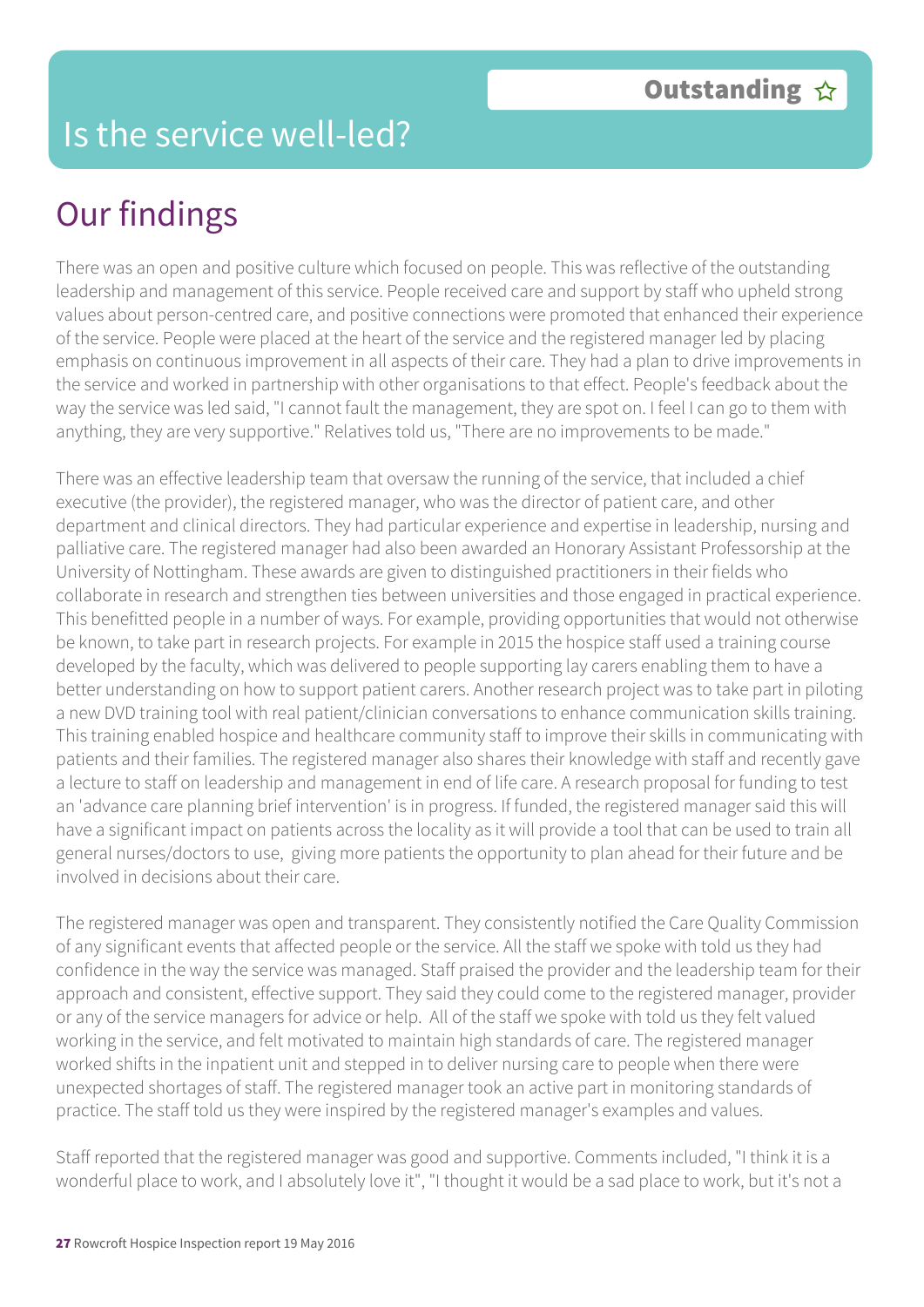# Is the service well-led?

**Outstanding ☆**

## Our findings

There was an open and positive culture which focused on people. This was reflective of the outstanding leadership and management of this service. People received care and support by staff who upheld strong values about person-centred care, and positive connections were promoted that enhanced their experience of the service. People were placed at the heart of the service and the registered manager led by placing emphasis on continuous improvement in all aspects of their care. They had a plan to drive improvements in the service and worked in partnership with other organisations to that effect. People's feedback about the way the service was led said, "I cannot fault the management, they are spot on. I feel I can go to them with anything, they are very supportive." Relatives told us, "There are no improvements to be made."

There was an effective leadership team that oversaw the running of the service, that included a chief executive (the provider), the registered manager, who was the director of patient care, and other department and clinical directors. They had particular experience and expertise in leadership, nursing and palliative care. The registered manager had also been awarded an Honorary Assistant Professorship at the University of Nottingham. These awards are given to distinguished practitioners in their fields who collaborate in research and strengthen ties between universities and those engaged in practical experience. This benefitted people in a number of ways. For example, providing opportunities that would not otherwise be known, to take part in research projects. For example in 2015 the hospice staff used a training course developed by the faculty, which was delivered to people supporting lay carers enabling them to have a better understanding on how to support patient carers. Another research project was to take part in piloting a new DVD training tool with real patient/clinician conversations to enhance communication skills training. This training enabled hospice and healthcare community staff to improve their skills in communicating with patients and their families. The registered manager also shares their knowledge with staff and recently gave a lecture to staff on leadership and management in end of life care. A research proposal for funding to test an 'advance care planning brief intervention' is in progress. If funded, the registered manager said this will have a significant impact on patients across the locality as it will provide a tool that can be used to train all general nurses/doctors to use, giving more patients the opportunity to plan ahead for their future and be involved in decisions about their care.

The registered manager was open and transparent. They consistently notified the Care Quality Commission of any significant events that affected people or the service. All the staff we spoke with told us they had confidence in the way the service was managed. Staff praised the provider and the leadership team for their approach and consistent, effective support. They said they could come to the registered manager, provider or any of the service managers for advice or help. All of the staff we spoke with told us they felt valued working in the service, and felt motivated to maintain high standards of care. The registered manager worked shifts in the inpatient unit and stepped in to deliver nursing care to people when there were unexpected shortages of staff. The registered manager took an active part in monitoring standards of practice. The staff told us they were inspired by the registered manager's examples and values.

Staff reported that the registered manager was good and supportive. Comments included, "I think it is a wonderful place to work, and I absolutely love it", "I thought it would be a sad place to work, but it's not a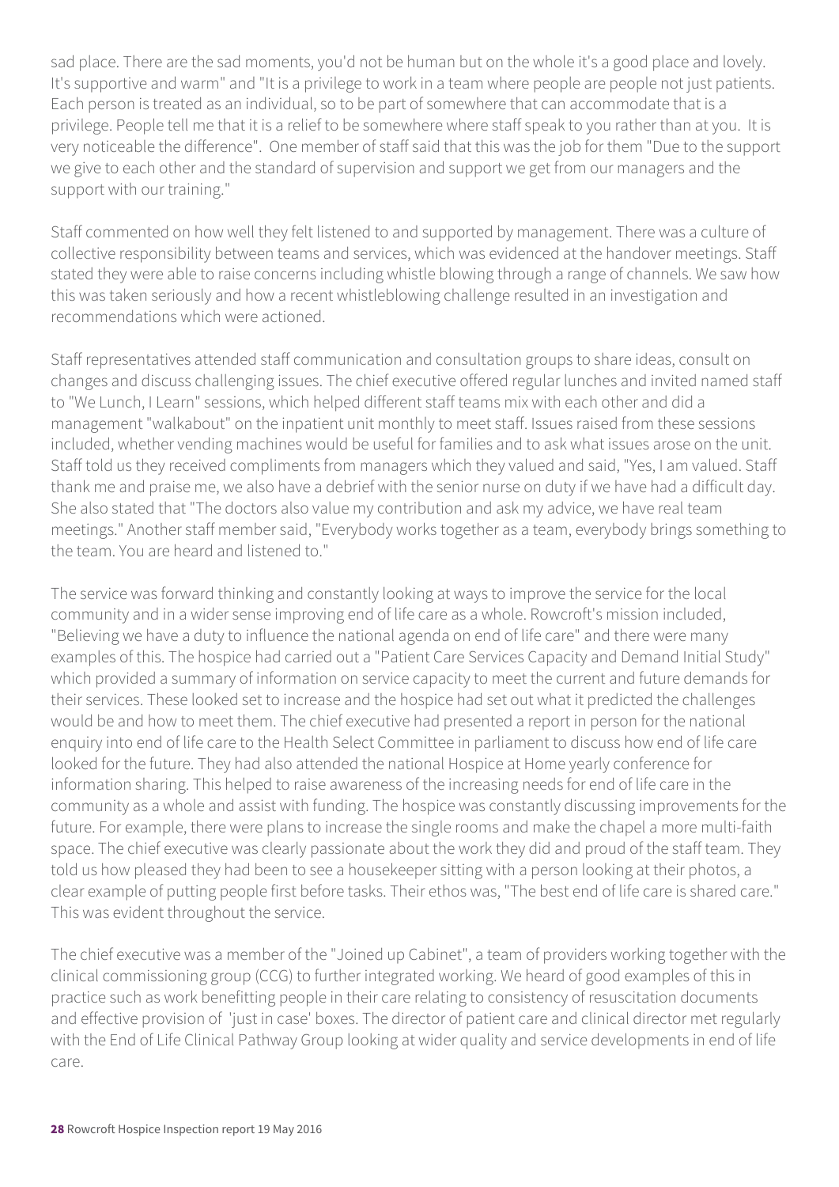sad place. There are the sad moments, you'd not be human but on the whole it's a good place and lovely. It's supportive and warm" and "It is a privilege to work in a team where people are people not just patients. Each person is treated as an individual, so to be part of somewhere that can accommodate that is a privilege. People tell me that it is a relief to be somewhere where staff speak to you rather than at you. It is very noticeable the difference". One member of staff said that this was the job for them "Due to the support we give to each other and the standard of supervision and support we get from our managers and the support with our training."

Staff commented on how well they felt listened to and supported by management. There was a culture of collective responsibility between teams and services, which was evidenced at the handover meetings. Staff stated they were able to raise concerns including whistle blowing through a range of channels. We saw how this was taken seriously and how a recent whistleblowing challenge resulted in an investigation and recommendations which were actioned.

Staff representatives attended staff communication and consultation groups to share ideas, consult on changes and discuss challenging issues. The chief executive offered regular lunches and invited named staff to "We Lunch, I Learn" sessions, which helped different staff teams mix with each other and did a management "walkabout" on the inpatient unit monthly to meet staff. Issues raised from these sessions included, whether vending machines would be useful for families and to ask what issues arose on the unit. Staff told us they received compliments from managers which they valued and said, "Yes, I am valued. Staff thank me and praise me, we also have a debrief with the senior nurse on duty if we have had a difficult day. She also stated that "The doctors also value my contribution and ask my advice, we have real team meetings." Another staff member said, "Everybody works together as a team, everybody brings something to the team. You are heard and listened to."

The service was forward thinking and constantly looking at ways to improve the service for the local community and in a wider sense improving end of life care as a whole. Rowcroft's mission included, "Believing we have a duty to influence the national agenda on end of life care" and there were many examples of this. The hospice had carried out a "Patient Care Services Capacity and Demand Initial Study" which provided a summary of information on service capacity to meet the current and future demands for their services. These looked set to increase and the hospice had set out what it predicted the challenges would be and how to meet them. The chief executive had presented a report in person for the national enquiry into end of life care to the Health Select Committee in parliament to discuss how end of life care looked for the future. They had also attended the national Hospice at Home yearly conference for information sharing. This helped to raise awareness of the increasing needs for end of life care in the community as a whole and assist with funding. The hospice was constantly discussing improvements for the future. For example, there were plans to increase the single rooms and make the chapel a more multi-faith space. The chief executive was clearly passionate about the work they did and proud of the staff team. They told us how pleased they had been to see a housekeeper sitting with a person looking at their photos, a clear example of putting people first before tasks. Their ethos was, "The best end of life care is shared care." This was evident throughout the service.

The chief executive was a member of the "Joined up Cabinet", a team of providers working together with the clinical commissioning group (CCG) to further integrated working. We heard of good examples of this in practice such as work benefitting people in their care relating to consistency of resuscitation documents and effective provision of 'just in case' boxes. The director of patient care and clinical director met regularly with the End of Life Clinical Pathway Group looking at wider quality and service developments in end of life care.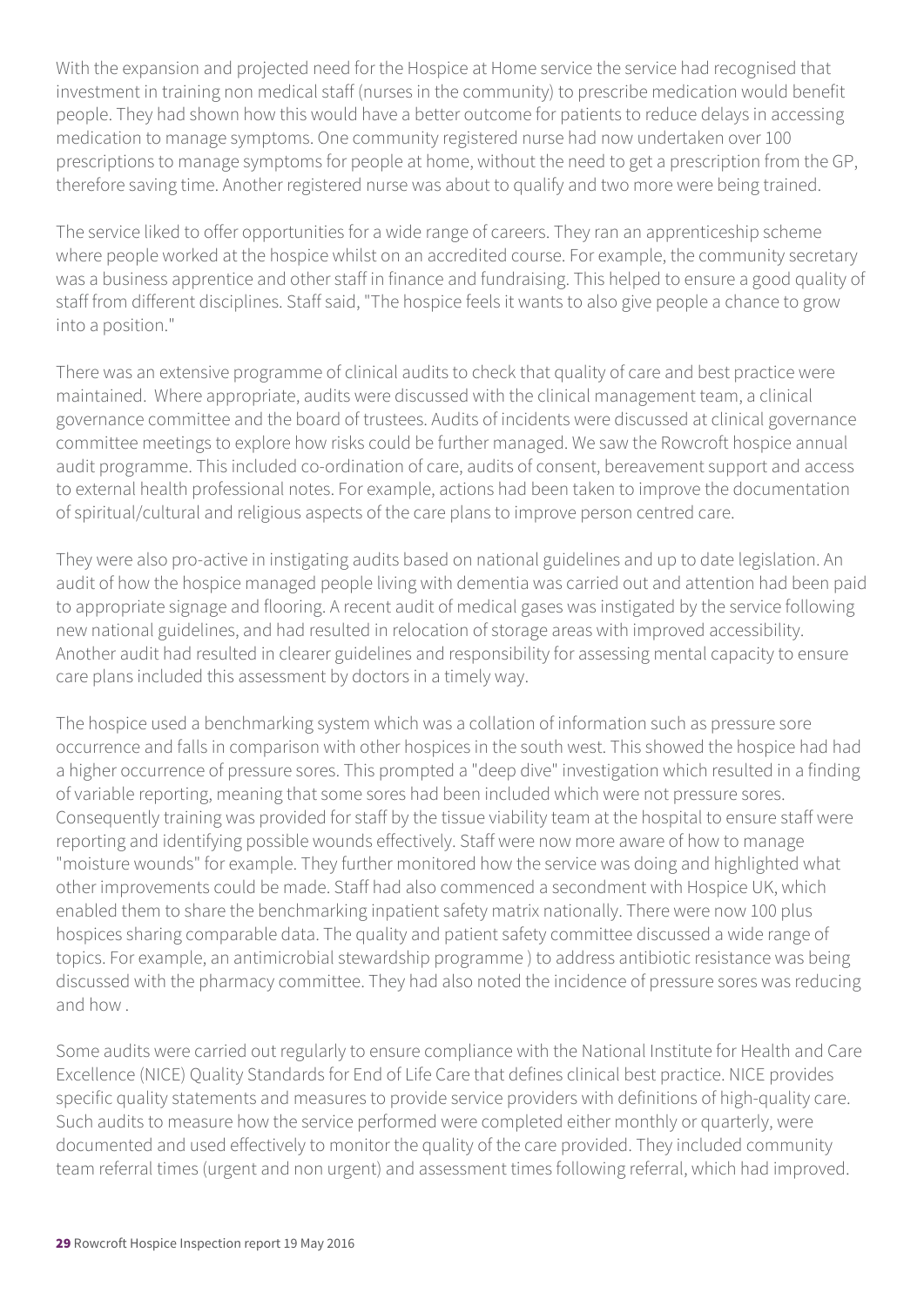With the expansion and projected need for the Hospice at Home service the service had recognised that investment in training non medical staff (nurses in the community) to prescribe medication would benefit people. They had shown how this would have a better outcome for patients to reduce delays in accessing medication to manage symptoms. One community registered nurse had now undertaken over 100 prescriptions to manage symptoms for people at home, without the need to get a prescription from the GP, therefore saving time. Another registered nurse was about to qualify and two more were being trained.

The service liked to offer opportunities for a wide range of careers. They ran an apprenticeship scheme where people worked at the hospice whilst on an accredited course. For example, the community secretary was a business apprentice and other staff in finance and fundraising. This helped to ensure a good quality of staff from different disciplines. Staff said, "The hospice feels it wants to also give people a chance to grow into a position."

There was an extensive programme of clinical audits to check that quality of care and best practice were maintained. Where appropriate, audits were discussed with the clinical management team, a clinical governance committee and the board of trustees. Audits of incidents were discussed at clinical governance committee meetings to explore how risks could be further managed. We saw the Rowcroft hospice annual audit programme. This included co-ordination of care, audits of consent, bereavement support and access to external health professional notes. For example, actions had been taken to improve the documentation of spiritual/cultural and religious aspects of the care plans to improve person centred care.

They were also pro-active in instigating audits based on national guidelines and up to date legislation. An audit of how the hospice managed people living with dementia was carried out and attention had been paid to appropriate signage and flooring. A recent audit of medical gases was instigated by the service following new national guidelines, and had resulted in relocation of storage areas with improved accessibility. Another audit had resulted in clearer guidelines and responsibility for assessing mental capacity to ensure care plans included this assessment by doctors in a timely way.

The hospice used a benchmarking system which was a collation of information such as pressure sore occurrence and falls in comparison with other hospices in the south west. This showed the hospice had had a higher occurrence of pressure sores. This prompted a "deep dive" investigation which resulted in a finding of variable reporting, meaning that some sores had been included which were not pressure sores. Consequently training was provided for staff by the tissue viability team at the hospital to ensure staff were reporting and identifying possible wounds effectively. Staff were now more aware of how to manage "moisture wounds" for example. They further monitored how the service was doing and highlighted what other improvements could be made. Staff had also commenced a secondment with Hospice UK, which enabled them to share the benchmarking inpatient safety matrix nationally. There were now 100 plus hospices sharing comparable data. The quality and patient safety committee discussed a wide range of topics. For example, an antimicrobial stewardship programme ) to address antibiotic resistance was being discussed with the pharmacy committee. They had also noted the incidence of pressure sores was reducing and how .

Some audits were carried out regularly to ensure compliance with the National Institute for Health and Care Excellence (NICE) Quality Standards for End of Life Care that defines clinical best practice. NICE provides specific quality statements and measures to provide service providers with definitions of high-quality care. Such audits to measure how the service performed were completed either monthly or quarterly, were documented and used effectively to monitor the quality of the care provided. They included community team referral times (urgent and non urgent) and assessment times following referral, which had improved.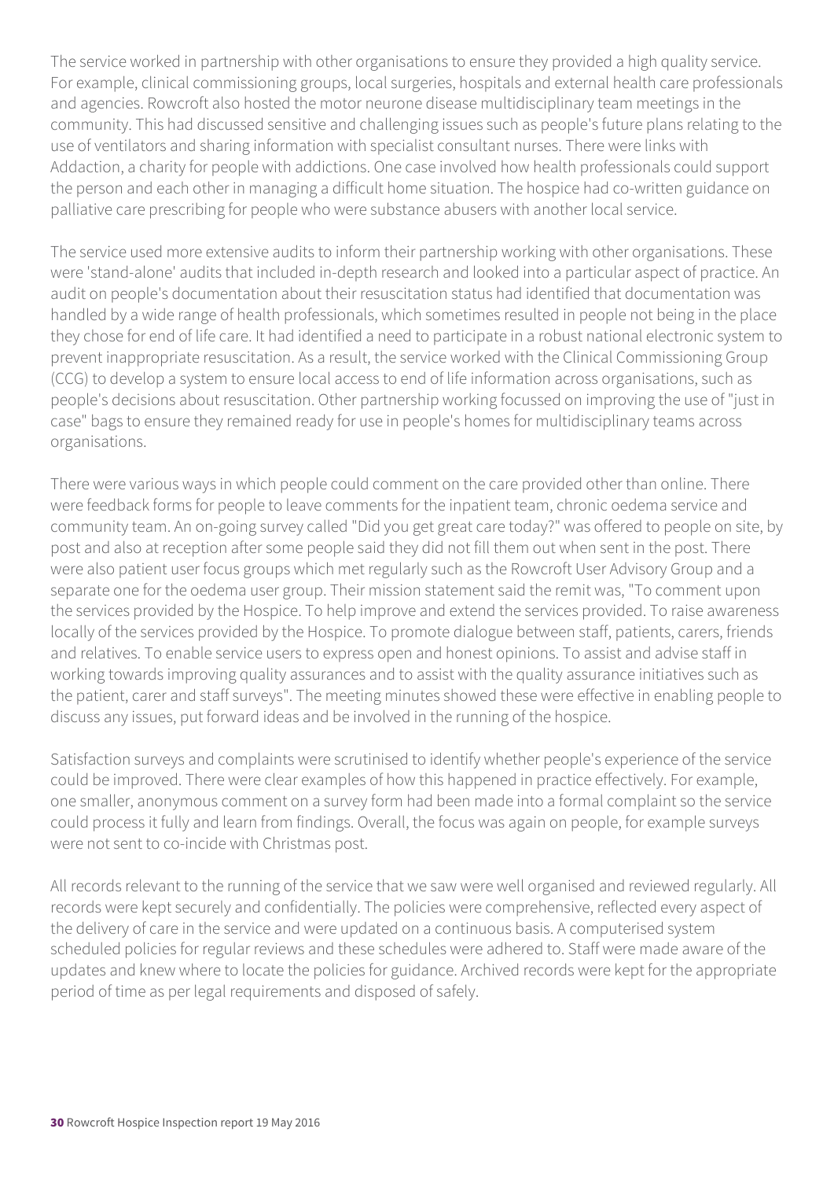The service worked in partnership with other organisations to ensure they provided a high quality service. For example, clinical commissioning groups, local surgeries, hospitals and external health care professionals and agencies. Rowcroft also hosted the motor neurone disease multidisciplinary team meetings in the community. This had discussed sensitive and challenging issues such as people's future plans relating to the use of ventilators and sharing information with specialist consultant nurses. There were links with Addaction, a charity for people with addictions. One case involved how health professionals could support the person and each other in managing a difficult home situation. The hospice had co-written guidance on palliative care prescribing for people who were substance abusers with another local service.

The service used more extensive audits to inform their partnership working with other organisations. These were 'stand-alone' audits that included in-depth research and looked into a particular aspect of practice. An audit on people's documentation about their resuscitation status had identified that documentation was handled by a wide range of health professionals, which sometimes resulted in people not being in the place they chose for end of life care. It had identified a need to participate in a robust national electronic system to prevent inappropriate resuscitation. As a result, the service worked with the Clinical Commissioning Group (CCG) to develop a system to ensure local access to end of life information across organisations, such as people's decisions about resuscitation. Other partnership working focussed on improving the use of "just in case" bags to ensure they remained ready for use in people's homes for multidisciplinary teams across organisations.

There were various ways in which people could comment on the care provided other than online. There were feedback forms for people to leave comments for the inpatient team, chronic oedema service and community team. An on-going survey called "Did you get great care today?" was offered to people on site, by post and also at reception after some people said they did not fill them out when sent in the post. There were also patient user focus groups which met regularly such as the Rowcroft User Advisory Group and a separate one for the oedema user group. Their mission statement said the remit was, "To comment upon the services provided by the Hospice. To help improve and extend the services provided. To raise awareness locally of the services provided by the Hospice. To promote dialogue between staff, patients, carers, friends and relatives. To enable service users to express open and honest opinions. To assist and advise staff in working towards improving quality assurances and to assist with the quality assurance initiatives such as the patient, carer and staff surveys". The meeting minutes showed these were effective in enabling people to discuss any issues, put forward ideas and be involved in the running of the hospice.

Satisfaction surveys and complaints were scrutinised to identify whether people's experience of the service could be improved. There were clear examples of how this happened in practice effectively. For example, one smaller, anonymous comment on a survey form had been made into a formal complaint so the service could process it fully and learn from findings. Overall, the focus was again on people, for example surveys were not sent to co-incide with Christmas post.

All records relevant to the running of the service that we saw were well organised and reviewed regularly. All records were kept securely and confidentially. The policies were comprehensive, reflected every aspect of the delivery of care in the service and were updated on a continuous basis. A computerised system scheduled policies for regular reviews and these schedules were adhered to. Staff were made aware of the updates and knew where to locate the policies for guidance. Archived records were kept for the appropriate period of time as per legal requirements and disposed of safely.